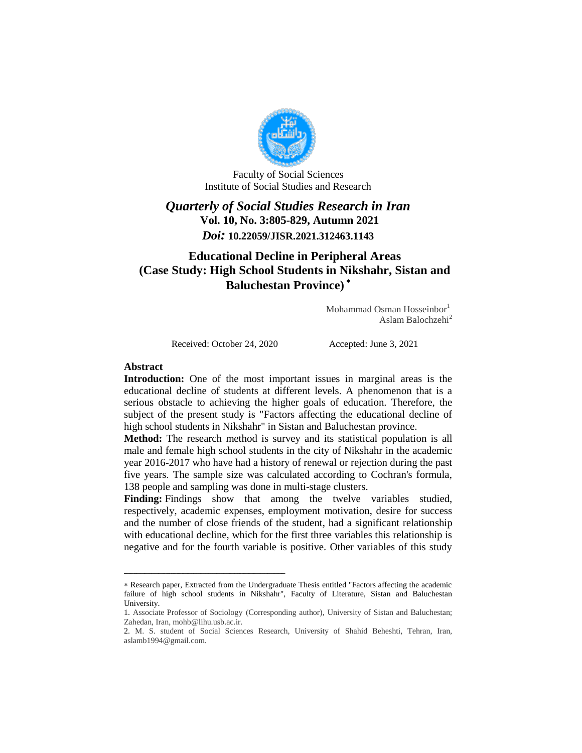Faculty of Social Sciences
Institute of Social Studies and Research

# *Quarterly of Social Studies Research in Iran*

**Vol. 10, No. 3:805-829, Autumn 2021**

***Doi:*** **10.22059/JISR.2021.312463.1143**

# Educational Decline in Peripheral Areas (Case Study: High School Students in Nikshahr, Sistan and Baluchestan Province) *

Mohammad Osman Hosseinbor[1]
Aslam Balochzehi[2]

Received: October 24, 2020 Accepted: June 3, 2021

## Abstract

**Introduction:** One of the most important issues in marginal areas is the educational decline of students at different levels. A phenomenon that is a serious obstacle to achieving the higher goals of education. Therefore, the subject of the present study is "Factors affecting the educational decline of high school students in Nikshahr" in Sistan and Baluchestan province.

**Method:** The research method is survey and its statistical population is all male and female high school students in the city of Nikshahr in the academic year 2016-2017 who have had a history of renewal or rejection during the past five years. The sample size was calculated according to Cochran's formula, 138 people and sampling was done in multi-stage clusters.

**Finding:** Findings show that among the twelve variables studied, respectively, academic expenses, employment motivation, desire for success and the number of close friends of the student, had a significant relationship with educational decline, which for the first three variables this relationship is negative and for the fourth variable is positive. Other variables of this study

---

* Research paper, Extracted from the Undergraduate Thesis entitled "Factors affecting the academic failure of high school students in Nikshahr", Faculty of Literature, Sistan and Baluchestan University.

1. Associate Professor of Sociology (Corresponding author), University of Sistan and Baluchestan; Zahedan, Iran, mohb@lihu.usb.ac.ir.

2. M. S. student of Social Sciences Research, University of Shahid Beheshti, Tehran, Iran, aslamb1994@gmail.com.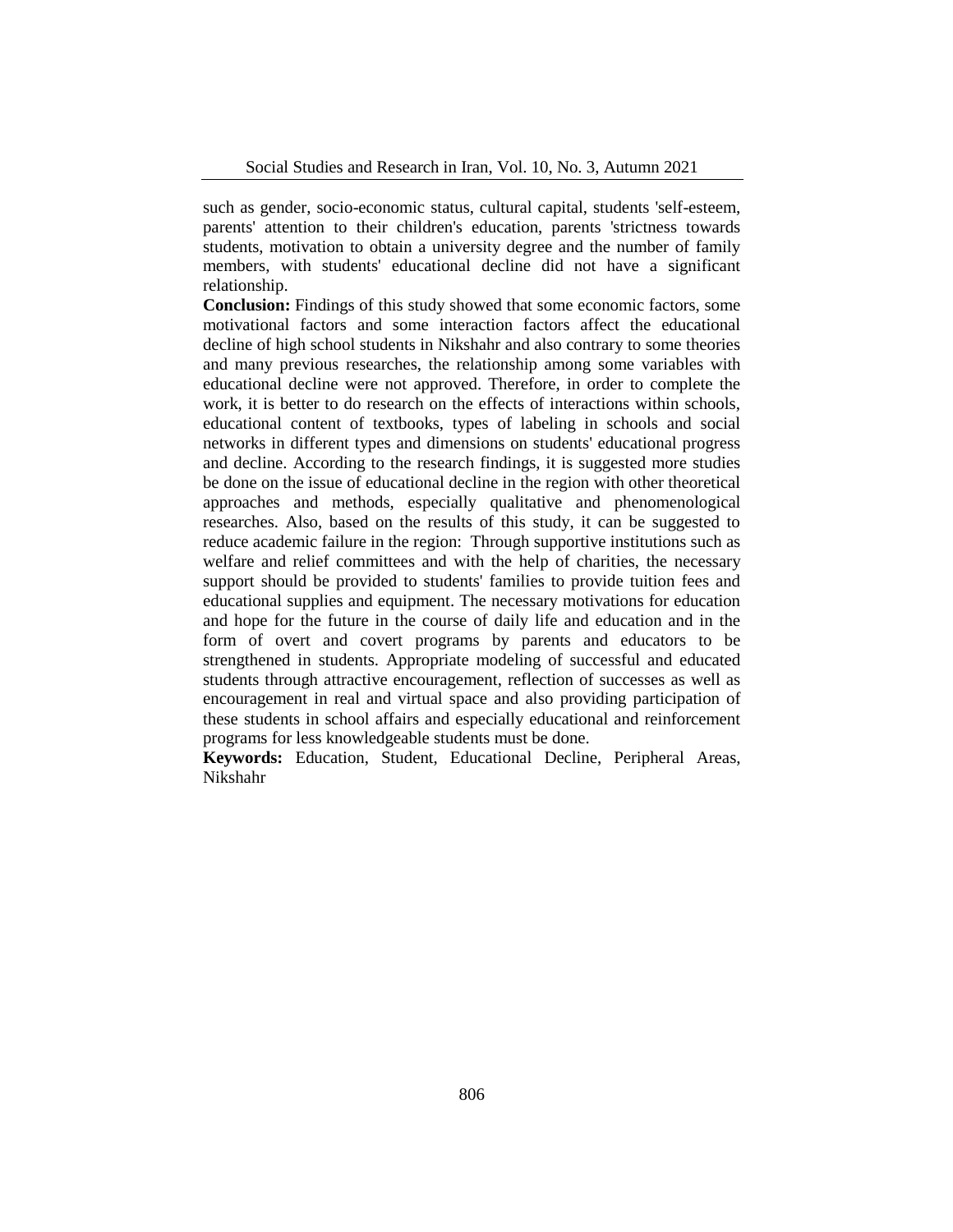such as gender, socio-economic status, cultural capital, students 'self-esteem, parents' attention to their children's education, parents 'strictness towards students, motivation to obtain a university degree and the number of family members, with students' educational decline did not have a significant relationship.

**Conclusion:** Findings of this study showed that some economic factors, some motivational factors and some interaction factors affect the educational decline of high school students in Nikshahr and also contrary to some theories and many previous researches, the relationship among some variables with educational decline were not approved. Therefore, in order to complete the work, it is better to do research on the effects of interactions within schools, educational content of textbooks, types of labeling in schools and social networks in different types and dimensions on students' educational progress and decline. According to the research findings, it is suggested more studies be done on the issue of educational decline in the region with other theoretical approaches and methods, especially qualitative and phenomenological researches. Also, based on the results of this study, it can be suggested to reduce academic failure in the region: Through supportive institutions such as welfare and relief committees and with the help of charities, the necessary support should be provided to students' families to provide tuition fees and educational supplies and equipment. The necessary motivations for education and hope for the future in the course of daily life and education and in the form of overt and covert programs by parents and educators to be strengthened in students. Appropriate modeling of successful and educated students through attractive encouragement, reflection of successes as well as encouragement in real and virtual space and also providing participation of these students in school affairs and especially educational and reinforcement programs for less knowledgeable students must be done.

**Keywords:** Education, Student, Educational Decline, Peripheral Areas, Nikshahr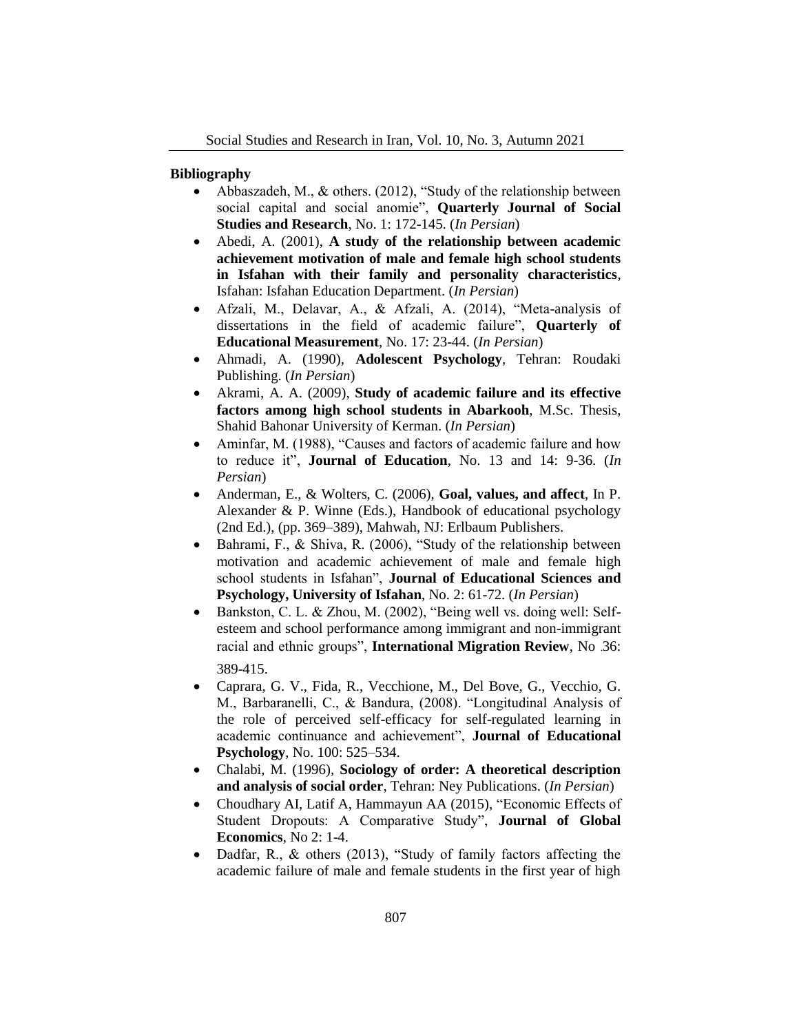**Bibliography**

- Abbaszadeh, M., & others. (2012), "Study of the relationship between social capital and social anomie", **Quarterly Journal of Social Studies and Research**, No. 1: 172-145. (*In Persian*)
- Abedi, A. (2001), **A study of the relationship between academic achievement motivation of male and female high school students in Isfahan with their family and personality characteristics**, Isfahan: Isfahan Education Department. (*In Persian*)
- Afzali, M., Delavar, A., & Afzali, A. (2014), "Meta-analysis of dissertations in the field of academic failure", **Quarterly of Educational Measurement**, No. 17: 23-44. (*In Persian*)
- Ahmadi, A. (1990), **Adolescent Psychology**, Tehran: Roudaki Publishing. (*In Persian*)
- Akrami, A. A. (2009), **Study of academic failure and its effective factors among high school students in Abarkooh**, M.Sc. Thesis, Shahid Bahonar University of Kerman. (*In Persian*)
- Aminfar, M. (1988), "Causes and factors of academic failure and how to reduce it", **Journal of Education**, No. 13 and 14: 9-36. (*In Persian*)
- Anderman, E., & Wolters, C. (2006), **Goal, values, and affect**, In P. Alexander & P. Winne (Eds.), Handbook of educational psychology (2nd Ed.), (pp. 369–389), Mahwah, NJ: Erlbaum Publishers.
- Bahrami, F., & Shiva, R. (2006), "Study of the relationship between motivation and academic achievement of male and female high school students in Isfahan", **Journal of Educational Sciences and Psychology, University of Isfahan**, No. 2: 61-72. (*In Persian*)
- Bankston, C. L. & Zhou, M. (2002), "Being well vs. doing well: Self-esteem and school performance among immigrant and non-immigrant racial and ethnic groups", **International Migration Review**, No 36: 389-415.
- Caprara, G. V., Fida, R., Vecchione, M., Del Bove, G., Vecchio, G. M., Barbaranelli, C., & Bandura, (2008). "Longitudinal Analysis of the role of perceived self-efficacy for self-regulated learning in academic continuance and achievement", **Journal of Educational Psychology**, No. 100: 525–534.
- Chalabi, M. (1996), **Sociology of order: A theoretical description and analysis of social order**, Tehran: Ney Publications. (*In Persian*)
- Choudhary AI, Latif A, Hammayun AA (2015), "Economic Effects of Student Dropouts: A Comparative Study", **Journal of Global Economics**, No 2: 1-4.
- Dadfar, R., & others (2013), "Study of family factors affecting the academic failure of male and female students in the first year of high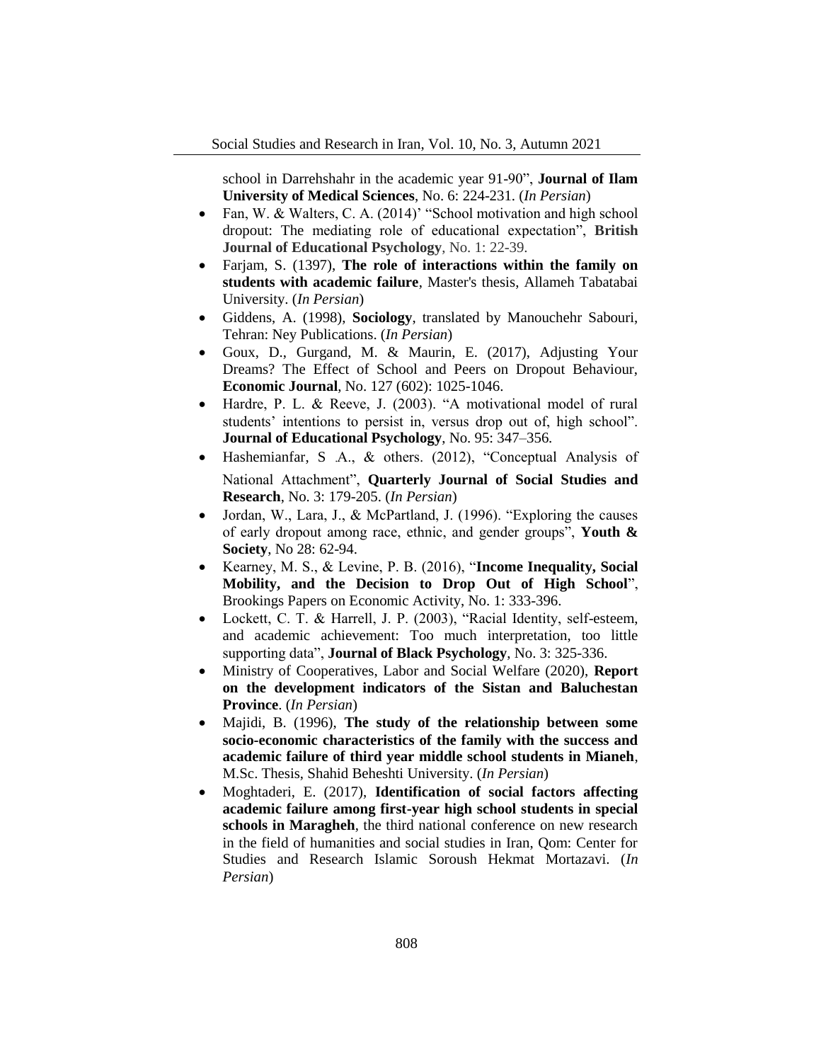school in Darrehshahr in the academic year 91-90”, **Journal of Ilam University of Medical Sciences**, No. 6: 224-231. (*In Persian*)

- Fan, W. & Walters, C. A. (2014)’ “School motivation and high school dropout: The mediating role of educational expectation”, **British Journal of Educational Psychology**, No. 1: 22-39.
- Farjam, S. (1397), **The role of interactions within the family on students with academic failure**, Master's thesis, Allameh Tabatabai University. (*In Persian*)
- Giddens, A. (1998), **Sociology**, translated by Manouchehr Sabouri, Tehran: Ney Publications. (*In Persian*)
- Goux, D., Gurgand, M. & Maurin, E. (2017), Adjusting Your Dreams? The Effect of School and Peers on Dropout Behaviour, **Economic Journal**, No. 127 (602): 1025-1046.
- Hardre, P. L. & Reeve, J. (2003). “A motivational model of rural students’ intentions to persist in, versus drop out of, high school”. **Journal of Educational Psychology**, No. 95: 347–356.
- Hashemianfar, S .A., & others. (2012), “Conceptual Analysis of National Attachment”, **Quarterly Journal of Social Studies and Research**, No. 3: 179-205. (*In Persian*)
- Jordan, W., Lara, J., & McPartland, J. (1996). “Exploring the causes of early dropout among race, ethnic, and gender groups”, **Youth & Society**, No 28: 62-94.
- Kearney, M. S., & Levine, P. B. (2016), “**Income Inequality, Social Mobility, and the Decision to Drop Out of High School**”, Brookings Papers on Economic Activity, No. 1: 333-396.
- Lockett, C. T. & Harrell, J. P. (2003), “Racial Identity, self-esteem, and academic achievement: Too much interpretation, too little supporting data”, **Journal of Black Psychology**, No. 3: 325-336.
- Ministry of Cooperatives, Labor and Social Welfare (2020), **Report on the development indicators of the Sistan and Baluchestan Province**. (*In Persian*)
- Majidi, B. (1996), **The study of the relationship between some socio-economic characteristics of the family with the success and academic failure of third year middle school students in Mianeh**, M.Sc. Thesis, Shahid Beheshti University. (*In Persian*)
- Moghtaderi, E. (2017), **Identification of social factors affecting academic failure among first-year high school students in special schools in Maragheh**, the third national conference on new research in the field of humanities and social studies in Iran, Qom: Center for Studies and Research Islamic Soroush Hekmat Mortazavi. (*In Persian*)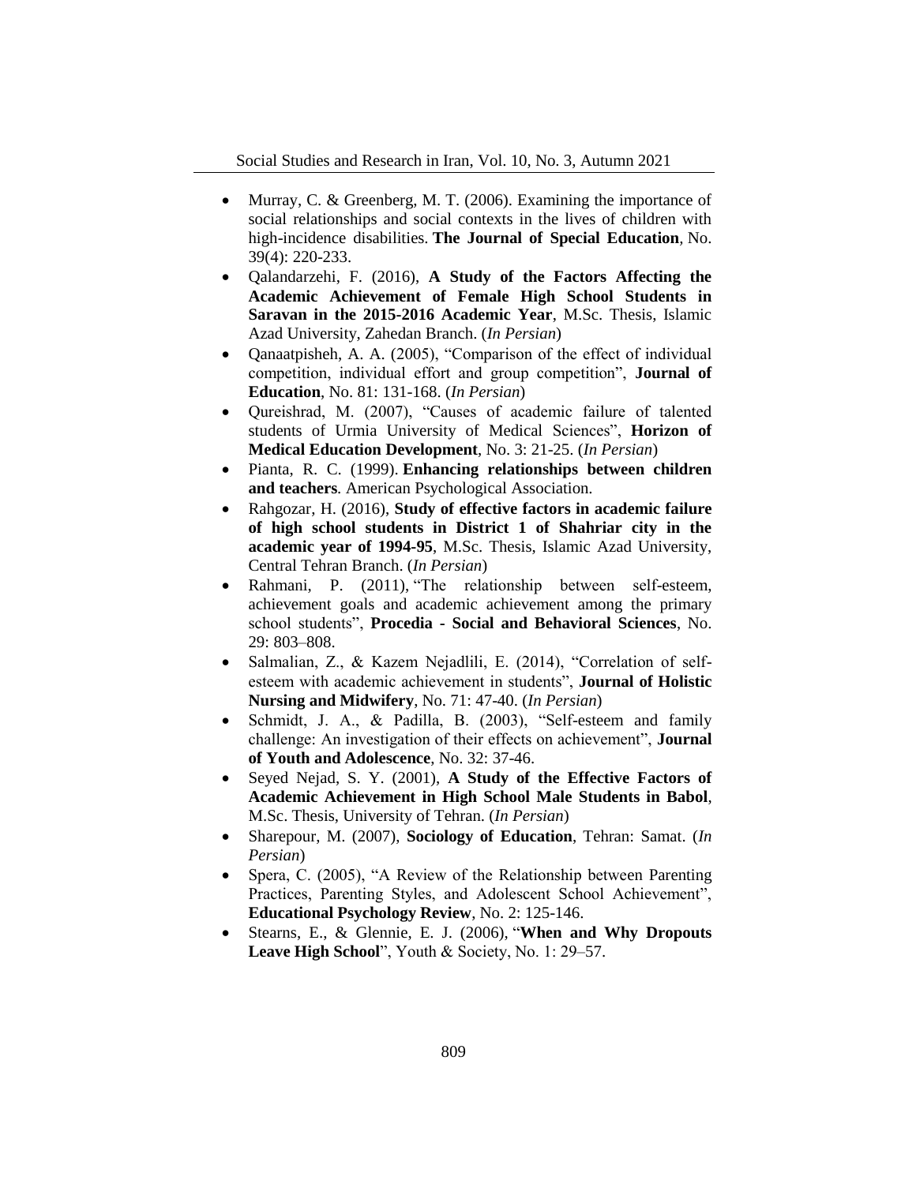- Murray, C. & Greenberg, M. T. (2006). Examining the importance of social relationships and social contexts in the lives of children with high-incidence disabilities. **The Journal of Special Education**, No. 39(4): 220-233.
- Qalandarzehi, F. (2016), **A Study of the Factors Affecting the Academic Achievement of Female High School Students in Saravan in the 2015-2016 Academic Year**, M.Sc. Thesis, Islamic Azad University, Zahedan Branch. (*In Persian*)
- Qanaatpisheh, A. A. (2005), "Comparison of the effect of individual competition, individual effort and group competition", **Journal of Education**, No. 81: 131-168. (*In Persian*)
- Qureishrad, M. (2007), "Causes of academic failure of talented students of Urmia University of Medical Sciences", **Horizon of Medical Education Development**, No. 3: 21-25. (*In Persian*)
- Pianta, R. C. (1999). **Enhancing relationships between children and teachers**. American Psychological Association.
- Rahgozar, H. (2016), **Study of effective factors in academic failure of high school students in District 1 of Shahriar city in the academic year of 1994-95**, M.Sc. Thesis, Islamic Azad University, Central Tehran Branch. (*In Persian*)
- Rahmani, P. (2011), "The relationship between self-esteem, achievement goals and academic achievement among the primary school students", **Procedia - Social and Behavioral Sciences**, No. 29: 803–808.
- Salmalian, Z., & Kazem Nejadlili, E. (2014), "Correlation of self-esteem with academic achievement in students", **Journal of Holistic Nursing and Midwifery**, No. 71: 47-40. (*In Persian*)
- Schmidt, J. A., & Padilla, B. (2003), "Self-esteem and family challenge: An investigation of their effects on achievement", **Journal of Youth and Adolescence**, No. 32: 37-46.
- Seyed Nejad, S. Y. (2001), **A Study of the Effective Factors of Academic Achievement in High School Male Students in Babol**, M.Sc. Thesis, University of Tehran. (*In Persian*)
- Sharepour, M. (2007), **Sociology of Education**, Tehran: Samat. (*In Persian*)
- Spera, C. (2005), "A Review of the Relationship between Parenting Practices, Parenting Styles, and Adolescent School Achievement", **Educational Psychology Review**, No. 2: 125-146.
- Stearns, E., & Glennie, E. J. (2006), "**When and Why Dropouts Leave High School**", Youth & Society, No. 1: 29–57.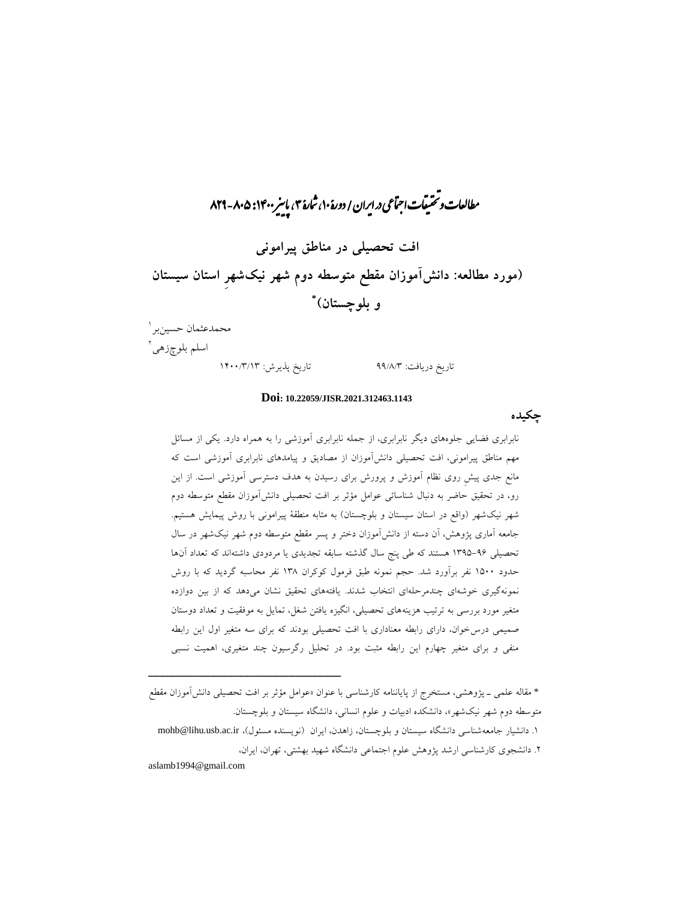# افت تحصیلی در مناطق پیرامونی
## (مورد مطالعه: دانش‌آموزان مقطع متوسطه دوم شهر نیک‌شهرِ استان سیستان و بلوچستان)*

محمدعثمان حسین‌بر[1]

اسلم بلوچ‌زهی[2]

تاریخ دریافت: ۹۹/۸/۳ تاریخ پذیرش: ۱۴۰۰/۳/۱۳

**Doi: 10.22059/JISR.2021.312463.1143**

### چکیده

نابرابری فضایی جلوه‌های دیگر نابرابری، از جمله نابرابری آموزشی را به همراه دارد. یکی از مسائل مهم مناطق پیرامونی، افت تحصیلی دانش‌آموزان از مصادیق و پیامدهای نابرابری آموزشی است که مانع جدی پیشِ روی نظام آموزش و پرورش برای رسیدن به هدف دسترسی آموزشی است. از این رو، در تحقیق حاضر به دنبال شناسائی عوامل مؤثر بر افت تحصیلی دانش‌آموزان مقطع متوسطه دوم شهر نیک‌شهر (واقع در استان سیستان و بلوچستان) به مثابه منطقهٔ پیرامونی با روش پیمایش هستیم. جامعه آماری پژوهش، آن دسته از دانش‌آموزان دختر و پسر مقطع متوسطه دوم شهر نیک‌شهر در سال تحصیلی ۹۶-۱۳۹۵ هستند که طی پنج سال گذشته سابقه تجدیدی یا مردودی داشته‌اند که تعداد آن‌ها حدود ۱۵۰۰ نفر برآورد شد. حجم نمونه طبق فرمول کوکران ۱۳۸ نفر محاسبه گردید که با روش نمونه‌گیری خوشه‌ای چندمرحله‌ای انتخاب شدند. یافته‌های تحقیق نشان می‌دهد که از بین دوازده متغیر مورد بررسی به ترتیب هزینه‌های تحصیلی، انگیزه یافتن شغل، تمایل به موفقیت و تعداد دوستان صمیمی درس‌خوان، دارای رابطه معناداری با افت تحصیلی بودند که برای سه متغیر اول این رابطه منفی و برای متغیر چهارم این رابطه مثبت بود. در تحلیل رگرسیون چند متغیری، اهمیت نسبی

---

* مقاله علمی ـ پژوهشی، مستخرج از پایاننامه کارشناسی با عنوان «عوامل مؤثر بر افت تحصیلی دانش‌آموزان مقطع متوسطه دوم شهر نیک‌شهر»، دانشکده ادبیات و علوم انسانی، دانشگاه سیستان و بلوچستان.

۱. دانشیار جامعه‌شناسی دانشگاه سیستان و بلوچستان، زاهدان، ایران (نویسنده مسئول)، mohb@lihu.usb.ac.ir

۲. دانشجوی کارشناسی ارشد پژوهش علوم اجتماعی دانشگاه شهید بهشتی، تهران، ایران، aslamb1994@gmail.com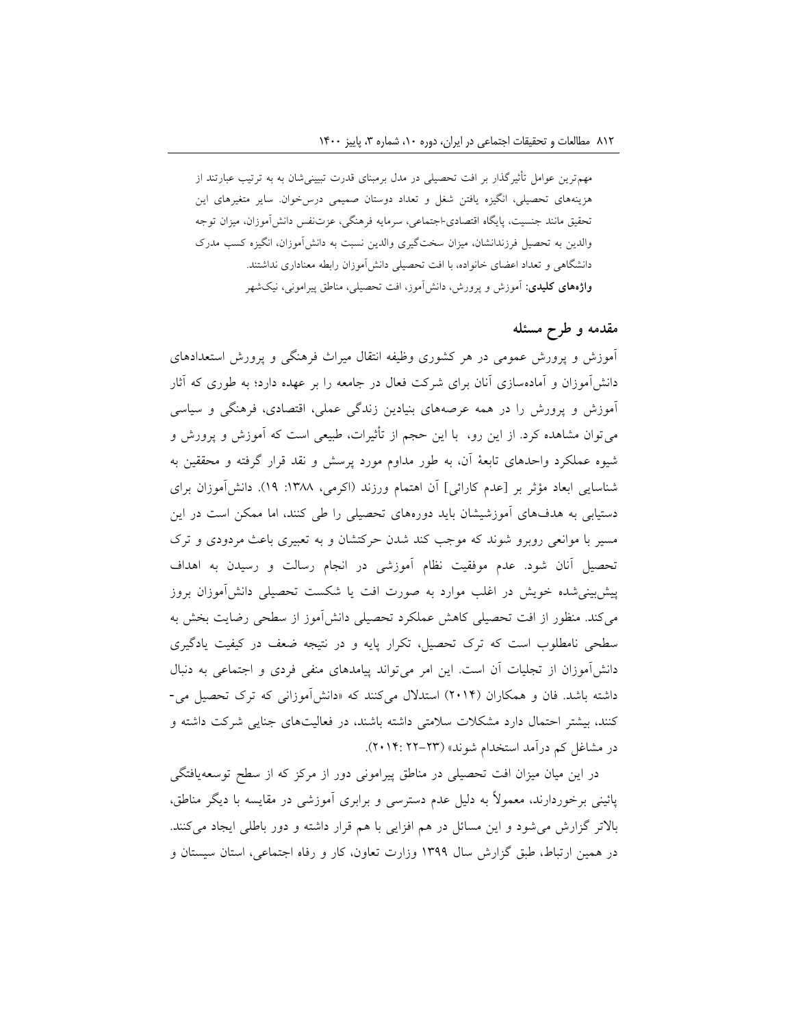مهم‌ترین عوامل تأثیرگذار بر افت تحصیلی در مدل برمبنای قدرت تبیینی‌شان به به ترتیب عبارتند از هزینه‌های تحصیلی، انگیزه یافتن شغل و تعداد دوستان صمیمی درس‌خوان. سایر متغیرهای این تحقیق مانند جنسیت، پایگاه اقتصادی-اجتماعی، سرمایه فرهنگی، عزت‌نفس دانش‌آموزان، میزان توجه والدین به تحصیل فرزندانشان، میزان سخت‌گیری والدین نسبت به دانش‌آموزان، انگیزه کسب مدرک دانشگاهی و تعداد اعضای خانواده، با افت تحصیلی دانش‌آموزان رابطه معناداری نداشتند.

**واژه‌های کلیدی:** آموزش و پرورش، دانش‌آموز، افت تحصیلی، مناطق پیرامونی، نیک‌شهر

## مقدمه و طرح مسئله

آموزش و پرورش عمومی در هر کشوری وظیفه انتقال میراث فرهنگی و پرورش استعدادهای دانش‌آموزان و آماده‌سازی آنان برای شرکت فعال در جامعه را بر عهده دارد؛ به طوری که آثار آموزش و پرورش را در همه عرصه‌های بنیادین زندگی عملی، اقتصادی، فرهنگی و سیاسی می‌توان مشاهده کرد. از این رو، با این حجم از تأثیرات، طبیعی است که آموزش و پرورش و شیوه عملکرد واحدهای تابعهٔ آن، به طور مداوم مورد پرسش و نقد قرار گرفته و محققین به شناسایی ابعاد مؤثر بر [عدم کارائی] آن اهتمام ورزند (اکرمی، ۱۳۸۸: ۱۹). دانش‌آموزان برای دستیابی به هدف‌های آموزشیشان باید دوره‌های تحصیلی را طی کنند، اما ممکن است در این مسیر با موانعی روبرو شوند که موجب کند شدن حرکتشان و به تعبیری باعث مردودی و ترک تحصیل آنان شود. عدم موفقیت نظام آموزشی در انجام رسالت و رسیدن به اهداف پیش‌بینی‌شده خویش در اغلب موارد به صورت افت یا شکست تحصیلی دانش‌آموزان بروز می‌کند. منظور از افت تحصیلی کاهش عملکرد تحصیلی دانش‌آموز از سطحی رضایت بخش به سطحی نامطلوب است که ترک تحصیل، تکرار پایه و در نتیجه ضعف در کیفیت یادگیری دانش‌آموزان از تجلیات آن است. این امر می‌تواند پیامدهای منفی فردی و اجتماعی به دنبال داشته باشد. فان و همکاران (۲۰۱۴) استدلال می‌کنند که «دانش‌آموزانی که ترک تحصیل می‌کنند، بیشتر احتمال دارد مشکلات سلامتی داشته باشند، در فعالیت‌های جنایی شرکت داشته و در مشاغل کم درآمد استخدام شوند» (۲۳-۲۲ :۲۰۱۴).

در این میان میزان افت تحصیلی در مناطق پیرامونی دور از مرکز که از سطح توسعه‌یافتگی پائینی برخوردارند، معمولاً به دلیل عدم دسترسی و برابری آموزشی در مقایسه با دیگر مناطق، بالاتر گزارش می‌شود و این مسائل در هم افزایی با هم قرار داشته و دور باطلی ایجاد می‌کنند. در همین ارتباط، طبق گزارش سال ۱۳۹۹ وزارت تعاون، کار و رفاه اجتماعی، استان سیستان و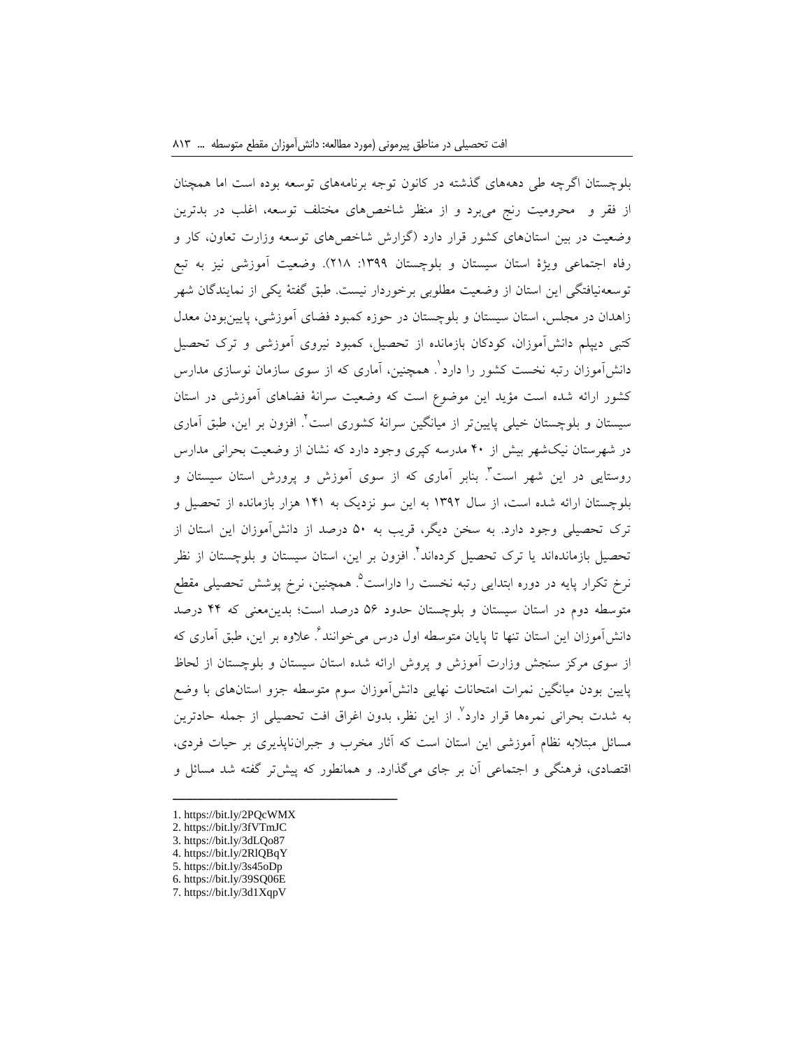بلوچستان اگرچه طی دهه‌های گذشته در کانون توجه برنامه‌های توسعه بوده است اما همچنان از فقر و محرومیت رنج می‌برد و از منظر شاخص‌های مختلف توسعه، اغلب در بدترین وضعیت در بین استان‌های کشور قرار دارد (گزارش شاخص‌های توسعه وزارت تعاون، کار و رفاه اجتماعی ویژهٔ استان سیستان و بلوچستان ۱۳۹۹: ۲۱۸). وضعیت آموزشی نیز به تبع توسعه‌نیافتگی این استان از وضعیت مطلوبی برخوردار نیست. طبق گفتهٔ یکی از نمایندگان شهر زاهدان در مجلس، استان سیستان و بلوچستان در حوزه کمبود فضای آموزشی، پایین‌بودن معدل کتبی دیپلم دانش‌آموزان، کودکان بازمانده از تحصیل، کمبود نیروی آموزشی و ترک تحصیل دانش‌آموزان رتبه نخست کشور را دارد[1]. همچنین، آماری که از سوی سازمان نوسازی مدارس کشور ارائه شده است مؤید این موضوع است که وضعیت سرانهٔ فضاهای آموزشی در استان سیستان و بلوچستان خیلی پایین‌تر از میانگین سرانهٔ کشوری است[2]. افزون بر این، طبق آماری در شهرستان نیک‌شهر بیش از ۴۰ مدرسه کپری وجود دارد که نشان از وضعیت بحرانی مدارس روستایی در این شهر است[3]. بنابر آماری که از سوی آموزش و پرورش استان سیستان و بلوچستان ارائه شده است، از سال ۱۳۹۲ به این سو نزدیک به ۱۴۱ هزار بازمانده از تحصیل و ترک تحصیلی وجود دارد. به سخن دیگر، قریب به ۵۰ درصد از دانش‌آموزان این استان از تحصیل بازمانده‌اند یا ترک تحصیل کرده‌اند[4]. افزون بر این، استان سیستان و بلوچستان از نظر نرخ تکرار پایه در دوره ابتدایی رتبه نخست را داراست[5]. همچنین، نرخ پوشش تحصیلی مقطع متوسطه دوم در استان سیستان و بلوچستان حدود ۵۶ درصد است؛ بدین‌معنی که ۴۴ درصد دانش‌آموزان این استان تنها تا پایان متوسطه اول درس می‌خوانند[6]. علاوه بر این، طبق آماری که از سوی مرکز سنجش وزارت آموزش و پروش ارائه شده استان سیستان و بلوچستان از لحاظ پایین بودن میانگین نمرات امتحانات نهایی دانش‌آموزان سوم متوسطه جزو استان‌های با وضع به شدت بحرانی نمره‌ها قرار دارد[7]. از این نظر، بدون اغراق افت تحصیلی از جمله حادترین مسائل مبتلابه نظام آموزشی این استان است که آثار مخرب و جبران‌ناپذیری بر حیات فردی، اقتصادی، فرهنگی و اجتماعی آن بر جای می‌گذارد. و همانطور که پیش‌تر گفته شد مسائل و

---

1. https://bit.ly/2PQcWMX
2. https://bit.ly/3fVTmJC
3. https://bit.ly/3dLQo87
4. https://bit.ly/2RlQBqY
5. https://bit.ly/3s45oDp
6. https://bit.ly/39SQ06E
7. https://bit.ly/3d1XqpV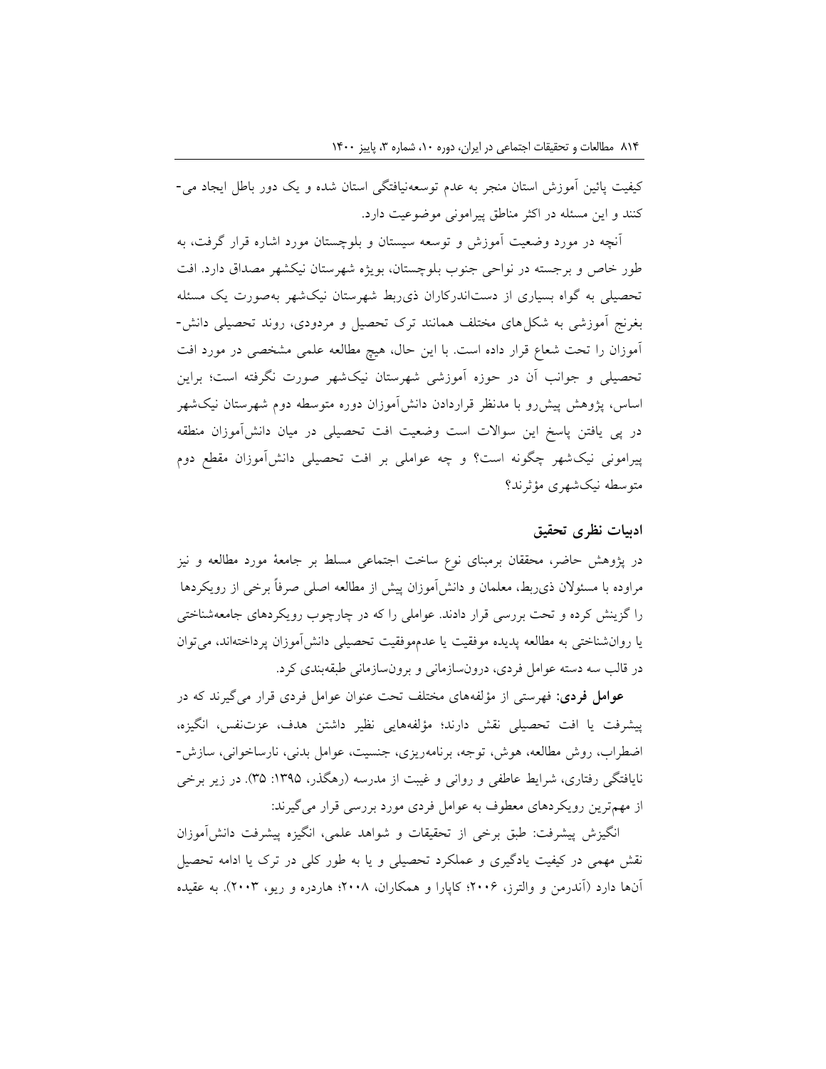کیفیت پائین آموزش استان منجر به عدم توسعه‌نیافتگی استان شده و یک دور باطل ایجاد می‌کنند و این مسئله در اکثر مناطق پیرامونی موضوعیت دارد.

آنچه در مورد وضعیت آموزش و توسعه سیستان و بلوچستان مورد اشاره قرار گرفت، به طور خاص و برجسته در نواحی جنوب بلوچستان، بویژه شهرستان نیکشهر مصداق دارد. افت تحصیلی به گواه بسیاری از دست‌اندرکاران ذی‌ربط شهرستان نیک‌شهر به‌صورت یک مسئله بغرنج آموزشی به شکل‌های مختلف همانند ترک تحصیل و مردودی، روند تحصیلی دانش‌آموزان را تحت شعاع قرار داده است. با این حال، هیچ مطالعه علمی مشخصی در مورد افت تحصیلی و جوانب آن در حوزه آموزشی شهرستان نیک‌شهر صورت نگرفته است؛ براین اساس، پژوهش پیش‌رو با مدنظر قراردادن دانش‌آموزان دوره متوسطه دوم شهرستان نیک‌شهر در پی یافتن پاسخ این سوالات است وضعیت افت تحصیلی در میان دانش‌آموزان منطقه پیرامونی نیک‌شهر چگونه است؟ و چه عواملی بر افت تحصیلی دانش‌آموزان مقطع دوم متوسطه نیک‌شهری مؤثرند؟

## ادبیات نظری تحقیق

در پژوهش حاضر، محققان برمبنای نوع ساخت اجتماعی مسلط بر جامعهٔ مورد مطالعه و نیز مراوده با مسئولان ذی‌ربط، معلمان و دانش‌آموزان پیش از مطالعه اصلی صرفاً برخی از رویکردها را گزینش کرده و تحت بررسی قرار دادند. عواملی را که در چارچوب رویکردهای جامعه‌شناختی یا روان‌شناختی به مطالعه پدیده موفقیت یا عدم‌موفقیت تحصیلی دانش‌آموزان پرداخته‌اند، می‌توان در قالب سه دسته عوامل فردی، درون‌سازمانی و برون‌سازمانی طبقه‌بندی کرد.

**عوامل فردی**: فهرستی از مؤلفه‌های مختلف تحت عنوان عوامل فردی قرار می‌گیرند که در پیشرفت یا افت تحصیلی نقش دارند؛ مؤلفه‌هایی نظیر داشتن هدف، عزت‌نفس، انگیزه، اضطراب، روش مطالعه، هوش، توجه، برنامه‌ریزی، جنسیت، عوامل بدنی، نارساخوانی، سازش‌نایافتگی رفتاری، شرایط عاطفی و روانی و غیبت از مدرسه (رهگذر، ۱۳۹۵: ۳۵). در زیر برخی از مهم‌ترین رویکردهای معطوف به عوامل فردی مورد بررسی قرار می‌گیرند:

انگیزش پیشرفت: طبق برخی از تحقیقات و شواهد علمی، انگیزه پیشرفت دانش‌آموزان نقش مهمی در کیفیت یادگیری و عملکرد تحصیلی و یا به طور کلی در ترک یا ادامه تحصیل آن‌ها دارد (آندرمن و والترز، ۲۰۰۶؛ کاپارا و همکاران، ۲۰۰۸؛ هاردره و ریو، ۲۰۰۳). به عقیده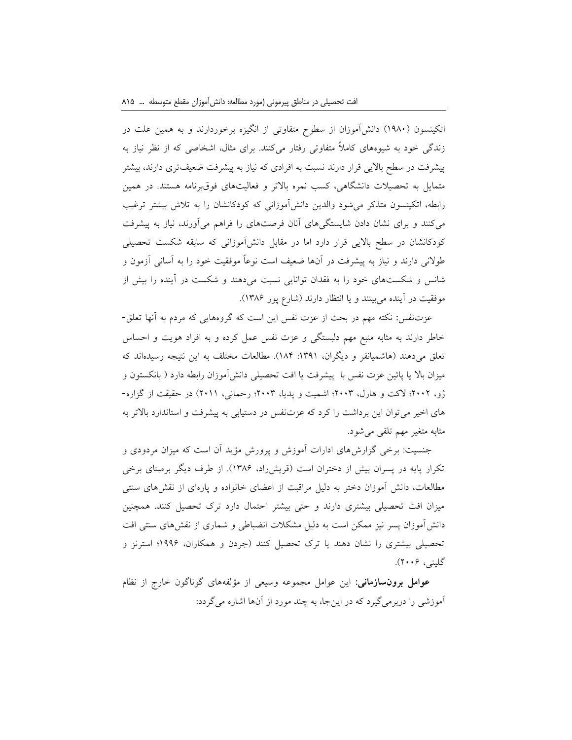اتکینسون (۱۹۸۰) دانش‌آموزان از سطوح متفاوتی از انگیزه برخوردارند و به همین علت در زندگی خود به شیوه‌های کاملاً متفاوتی رفتار می‌کنند. برای مثال، اشخاصی که از نظر نیاز به پیشرفت در سطح بالایی قرار دارند نسبت به افرادی که نیاز به پیشرفت ضعیف‌تری دارند، بیشتر متمایل به تحصیلات دانشگاهی، کسب نمره بالاتر و فعالیت‌های فوق‌برنامه هستند. در همین رابطه، اتکینسون متذکر می‌شود والدین دانش‌آموزانی که کودکانشان را به تلاش بیشتر ترغیب می‌کنند و برای نشان دادن شایستگی‌های آنان فرصت‌های را فراهم می‌آورند، نیاز به پیشرفت کودکانشان در سطح بالایی قرار دارد اما در مقابل دانش‌آموزانی که سابقه شکست تحصیلی طولانی دارند و نیاز به پیشرفت در آن‌ها ضعیف است نوعاً موفقیت خود را به آسانی آزمون و شانس و شکست‌های خود را به فقدان توانایی نسبت می‌دهند و شکست در آینده را بیش از موفقیت در آینده می‌بینند و یا انتظار دارند (شارع پور ۱۳۸۶).

عزت‌نفس: نکته مهم در بحث از عزت نفس این است که گروه‌هایی که مردم به آنها تعلق‌خاطر دارند به مثابه منبع مهم دلبستگی و عزت نفس عمل کرده و به افراد هویت و احساس تعلق می‌دهند (هاشمیانفر و دیگران، ۱۳۹۱: ۱۸۴). مطالعات مختلف به این نتیجه رسیده‌اند که میزان بالا یا پائین عزت نفس با پیشرفت یا افت تحصیلی دانش‌آموزان رابطه دارد ( بانکستون و ژو، ۲۰۰۲؛ لاکت و هارل، ۲۰۰۳؛ اشمیت و پدیا، ۲۰۰۳؛ رحمانی، ۲۰۱۱) در حقیقت از گزاره‌های اخیر می‌توان این برداشت را کرد که عزت‌نفس در دستیابی به پیشرفت و استاندارد بالاتر به مثابه متغیر مهم تلقی می‌شود.

جنسیت: برخی گزارش‌های ادارات آموزش و پرورش مؤید آن است که میزان مردودی و تکرار پایه در پسران بیش از دختران است (قریش‌راد، ۱۳۸۶). از طرف دیگر برمبنای برخی مطالعات، دانش آموزان دختر به دلیل مراقبت از اعضای خانواده و پاره‌ای از نقش‌های سنتی میزان افت تحصیلی بیشتری دارند و حتی بیشتر احتمال دارد ترک تحصیل کنند. همچنین دانش‌آموزان پسر نیز ممکن است به دلیل مشکلات انضباطی و شماری از نقش‌های سنتی افت تحصیلی بیشتری را نشان دهند یا ترک تحصیل کنند (جردن و همکاران، ۱۹۹۶؛ استرنز و گلینی، ۲۰۰۶).

**عوامل برون‌سازمانی:** این عوامل مجموعه وسیعی از مؤلفه‌های گوناگون خارج از نظام آموزشی را دربرمی‌گیرد که در این‌جا، به چند مورد از آن‌ها اشاره می‌گردد: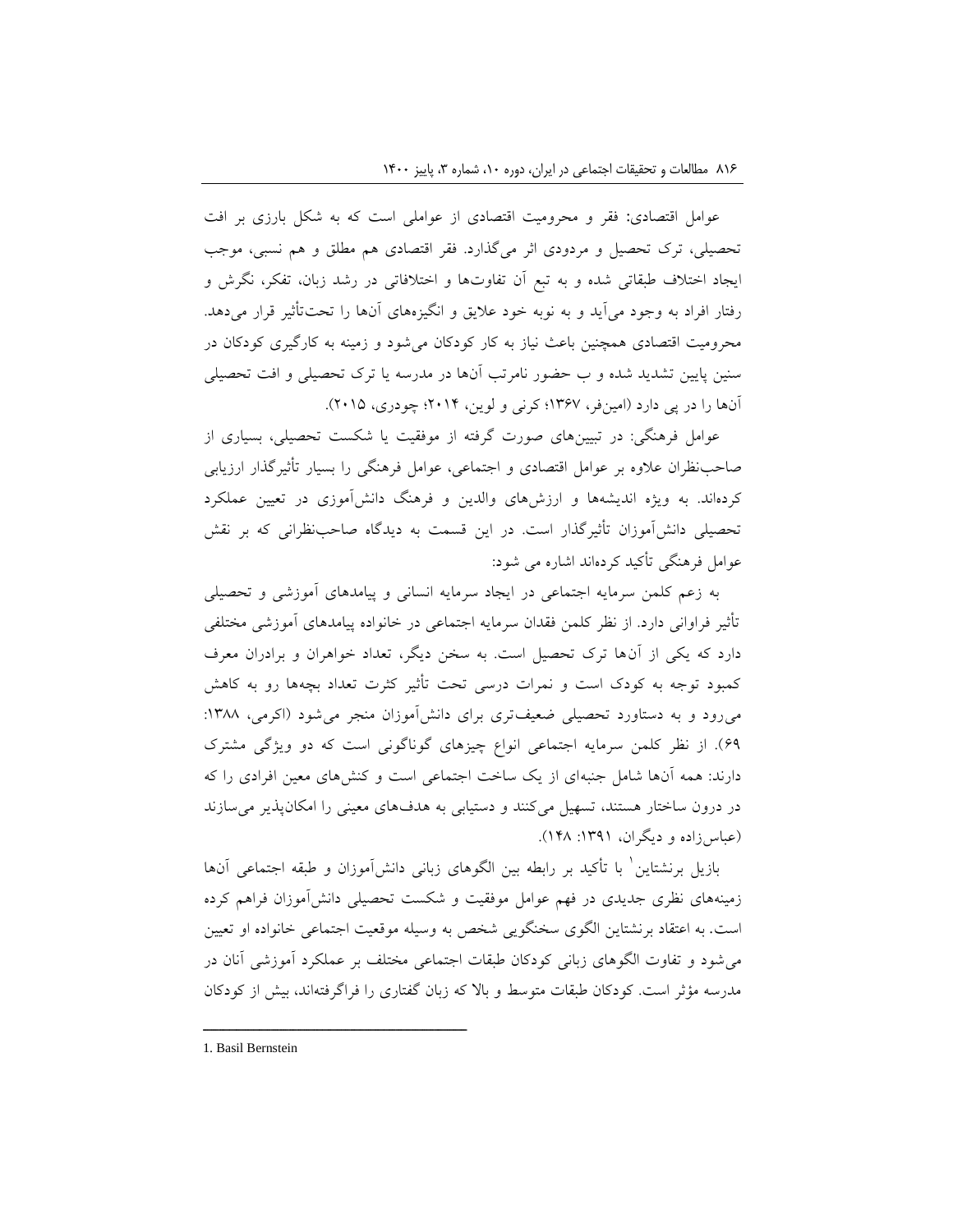عوامل اقتصادی: فقر و محرومیت اقتصادی از عواملی است که به شکل بارزی بر افت تحصیلی، ترک تحصیل و مردودی اثر می‌گذارد. فقر اقتصادی هم مطلق و هم نسبی، موجب ایجاد اختلاف طبقاتی شده و به تبع آن تفاوت‌ها و اختلافاتی در رشد زبان، تفکر، نگرش و رفتار افراد به وجود می‌آید و به نوبه خود علایق و انگیزه‌های آن‌ها را تحت‌تأثیر قرار می‌دهد. محرومیت اقتصادی همچنین باعث نیاز به کار کودکان می‌شود و زمینه به کارگیری کودکان در سنین پایین تشدید شده و ب حضور نامرتب آن‌ها در مدرسه یا ترک تحصیلی و افت تحصیلی آن‌ها را در پی دارد (امین‌فر، ۱۳۶۷؛ کرنی و لوین، ۲۰۱۴؛ چودری، ۲۰۱۵).

عوامل فرهنگی: در تبیین‌های صورت گرفته از موفقیت یا شکست تحصیلی، بسیاری از صاحب‌نظران علاوه بر عوامل اقتصادی و اجتماعی، عوامل فرهنگی را بسیار تأثیرگذار ارزیابی کرده‌اند. به ویژه اندیشه‌ها و ارزش‌های والدین و فرهنگ دانش‌آموزی در تعیین عملکرد تحصیلی دانش‌آموزان تأثیرگذار است. در این قسمت به دیدگاه صاحب‌نظرانی که بر نقش عوامل فرهنگی تأکید کرده‌اند اشاره می شود:

به زعم کلمن سرمایه اجتماعی در ایجاد سرمایه انسانی و پیامدهای آموزشی و تحصیلی تأثیر فراوانی دارد. از نظر کلمن فقدان سرمایه اجتماعی در خانواده پیامدهای آموزشی مختلفی دارد که یکی از آن‌ها ترک تحصیل است. به سخن دیگر، تعداد خواهران و برادران معرف کمبود توجه به کودک است و نمرات درسی تحت تأثیر کثرت تعداد بچه‌ها رو به کاهش می‌رود و به دستاورد تحصیلی ضعیف‌تری برای دانش‌آموزان منجر می‌شود (اکرمی، ۱۳۸۸: ۶۹). از نظر کلمن سرمایه اجتماعی انواع چیزهای گوناگونی است که دو ویژگی مشترک دارند: همه آن‌ها شامل جنبه‌ای از یک ساخت اجتماعی است و کنش‌های معین افرادی را که در درون ساختار هستند، تسهیل می‌کنند و دستیابی به هدف‌های معینی را امکان‌پذیر می‌سازند (عباس‌زاده و دیگران، ۱۳۹۱: ۱۴۸).

بازیل برنشتاین[1] با تأکید بر رابطه بین الگوهای زبانی دانش‌آموزان و طبقه اجتماعی آن‌ها زمینه‌های نظری جدیدی در فهم عوامل موفقیت و شکست تحصیلی دانش‌آموزان فراهم کرده است. به اعتقاد برنشتاین الگوی سخنگویی شخص به وسیله موقعیت اجتماعی خانواده او تعیین می‌شود و تفاوت الگوهای زبانی کودکان طبقات اجتماعی مختلف بر عملکرد آموزشی آنان در مدرسه مؤثر است. کودکان طبقات متوسط و بالا که زبان گفتاری را فراگرفته‌اند، بیش از کودکان

---

1. Basil Bernstein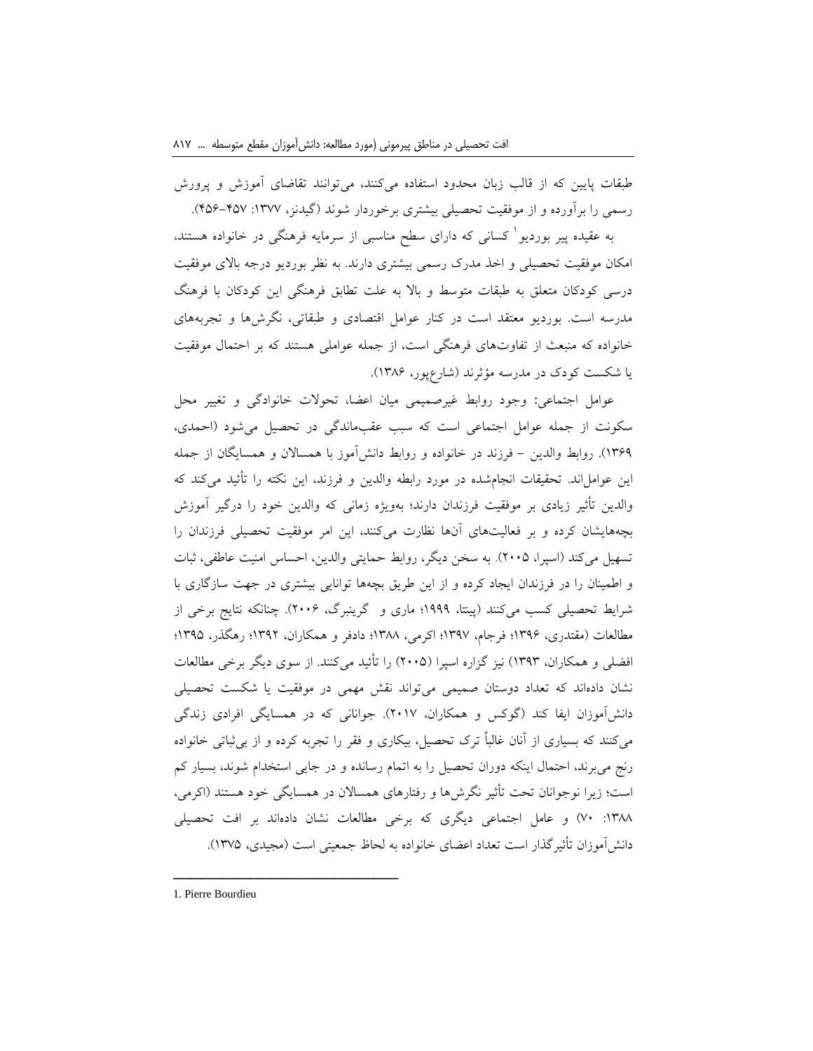طبقات پایین که از قالب زبان محدود استفاده می‌کنند، می‌توانند تقاضای آموزش و پرورش رسمی را برآورده و از موفقیت تحصیلی بیشتری برخوردار شوند (گیدنز، ۱۳۷۷: ۴۵۷-۴۵۶).

به عقیده پیر بوردیو[1] کسانی که دارای سطح مناسبی از سرمایه فرهنگی در خانواده هستند، امکان موفقیت تحصیلی و اخذ مدرک رسمی بیشتری دارند. به نظر بوردیو درجه بالای موفقیت درسی کودکان متعلق به طبقات متوسط و بالا به علت تطابق فرهنگی این کودکان با فرهنگ مدرسه است. بوردیو معتقد است در کنار عوامل اقتصادی و طبقاتی، نگرش‌ها و تجربه‌های خانواده که منبعث از تفاوت‌های فرهنگی است، از جمله عواملی هستند که بر احتمال موفقیت یا شکست کودک در مدرسه مؤثرند (شارع‌پور، ۱۳۸۶).

عوامل اجتماعی: وجود روابط غیرصمیمی میان اعضا، تحولات خانوادگی و تغییر محل سکونت از جمله عوامل اجتماعی است که سبب عقب‌ماندگی در تحصیل می‌شود (احمدی، ۱۳۶۹). روابط والدین - فرزند در خانواده و روابط دانش‌آموز با همسالان و همسایگان از جمله این عوامل‌اند. تحقیقات انجام‌شده در مورد رابطه والدین و فرزند، این نکته را تأئید می‌کند که والدین تأثیر زیادی بر موفقیت فرزندان دارند؛ به‌ویژه زمانی که والدین خود را درگیر آموزش بچه‌هایشان کرده و بر فعالیت‌های آن‌ها نظارت می‌کنند، این امر موفقیت تحصیلی فرزندان را تسهیل می‌کند (اسپرا، ۲۰۰۵). به سخن دیگر، روابط حمایتی والدین، احساس امنیت عاطفی، ثبات و اطمینان را در فرزندان ایجاد کرده و از این طریق بچه‌ها توانایی بیشتری در جهت سازگاری با شرایط تحصیلی کسب می‌کنند (پینتا، ۱۹۹۹؛ ماری و گرینبرگ، ۲۰۰۶). چنانکه نتایج برخی از مطالعات (مقتدری، ۱۳۹۶؛ فرجام، ۱۳۹۷؛ اکرمی، ۱۳۸۸؛ دادفر و همکاران، ۱۳۹۲؛ رهگذر، ۱۳۹۵؛ افضلی و همکاران، ۱۳۹۳) نیز گزاره اسپرا (۲۰۰۵) را تأئید می‌کنند. از سوی دیگر برخی مطالعات نشان داده‌اند که تعداد دوستان صمیمی می‌تواند نقش مهمی در موفقیت یا شکست تحصیلی دانش‌آموزان ایفا کند (گوکس و همکاران، ۲۰۱۷). جوانانی که در همسایگی افرادی زندگی می‌کنند که بسیاری از آنان غالباً ترک تحصیل، بیکاری و فقر را تجربه کرده و از بی‌ثباتی خانواده رنج می‌برند، احتمال اینکه دوران تحصیل را به اتمام رسانده و در جایی استخدام شوند، بسیار کم است؛ زیرا نوجوانان تحت تأثیر نگرش‌ها و رفتارهای همسالان در همسایگی خود هستند (اکرمی، ۱۳۸۸: ۷۰) و عامل اجتماعی دیگری که برخی مطالعات نشان داده‌اند بر افت تحصیلی دانش‌آموزان تأثیرگذار است تعداد اعضای خانواده به لحاظ جمعیتی است (مجیدی، ۱۳۷۵).

---

1. Pierre Bourdieu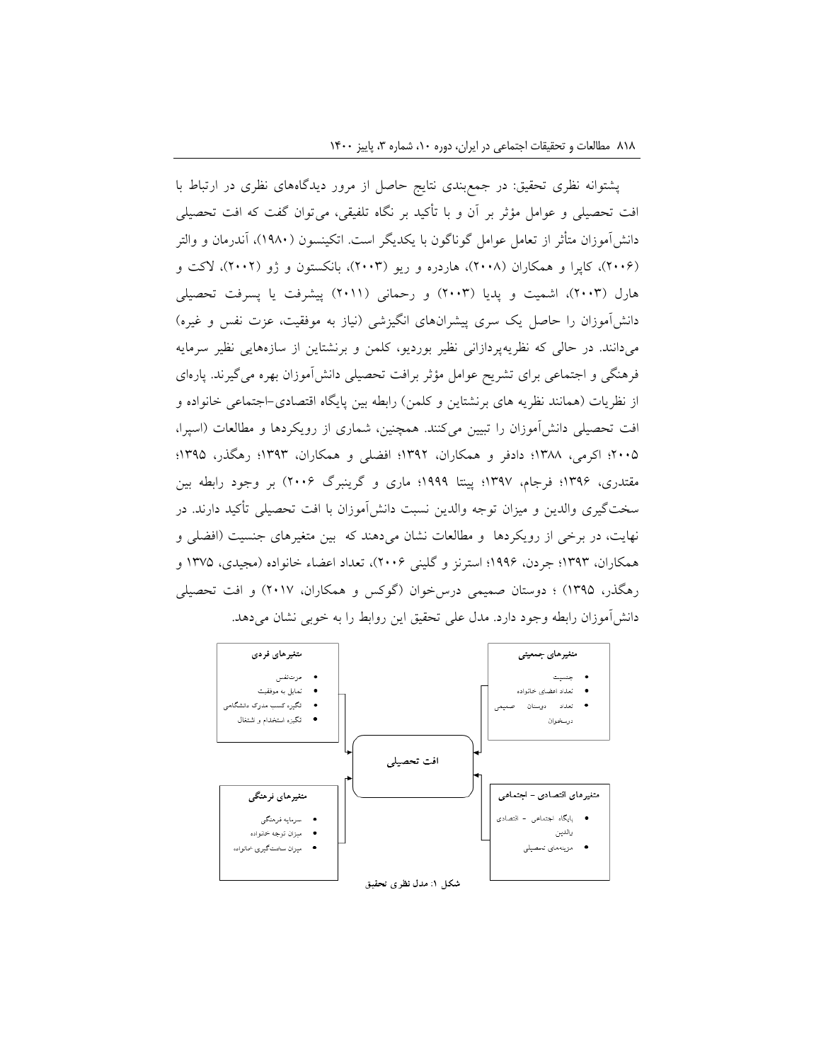پشتوانه نظری تحقیق: در جمع‌بندی نتایج حاصل از مرور دیدگاه‌های نظری در ارتباط با افت تحصیلی و عوامل مؤثر بر آن و با تأکید بر نگاه تلفیقی، می‌توان گفت که افت تحصیلی دانش‌آموزان متأثر از تعامل عوامل گوناگون با یکدیگر است. اتکینسون (۱۹۸۰)، آندرمان و والتر (۲۰۰۶)، کاپرا و همکاران (۲۰۰۸)، هاردره و ریو (۲۰۰۳)، بانکستون و ژو (۲۰۰۲)، لاکت و هارل (۲۰۰۳)، اشمیت و پدیا (۲۰۰۳) و رحمانی (۲۰۱۱) پیشرفت یا پسرفت تحصیلی دانش‌آموزان را حاصل یک سری پیشران‌های انگیزشی (نیاز به موفقیت، عزت نفس و غیره) می‌دانند. در حالی که نظریه‌پردازانی نظیر بوردیو، کلمن و برنشتاین از سازه‌هایی نظیر سرمایه فرهنگی و اجتماعی برای تشریح عوامل مؤثر برافت تحصیلی دانش‌آموزان بهره می‌گیرند. پاره‌ای از نظریات (همانند نظریه های برنشتاین و کلمن) رابطه بین پایگاه اقتصادی-اجتماعی خانواده و افت تحصیلی دانش‌آموزان را تبیین می‌کنند. همچنین، شماری از رویکردها و مطالعات (اسپرا، ۲۰۰۵؛ اکرمی، ۱۳۸۸؛ دادفر و همکاران، ۱۳۹۲؛ افضلی و همکاران، ۱۳۹۳؛ رهگذر، ۱۳۹۵؛ مقتدری، ۱۳۹۶؛ فرجام، ۱۳۹۷؛ پینتا ۱۹۹۹؛ ماری و گرینبرگ ۲۰۰۶) بر وجود رابطه بین سخت‌گیری والدین و میزان توجه والدین نسبت دانش‌آموزان با افت تحصیلی تأکید دارند. در نهایت، در برخی از رویکردها و مطالعات نشان می‌دهند که بین متغیرهای جنسیت (افضلی و همکاران، ۱۳۹۳؛ جردن، ۱۹۹۶؛ استرنز و گلینی ۲۰۰۶)، تعداد اعضاء خانواده (مجیدی، ۱۳۷۵ و رهگذر، ۱۳۹۵) ؛ دوستان صمیمی درس‌خوان (گوکس و همکاران، ۲۰۱۷) و افت تحصیلی دانش‌آموزان رابطه وجود دارد. مدل علی تحقیق این روابط را به خوبی نشان می‌دهد.

**متغیرهای جمعیتی**
- جنسیت
- تعداد اعضای خانواده
- تعداد دوستان صمیمی درسخوان

**متغیرهای فردی**
- عزت‌نفس
- تمایل به موفقیت
- انگیزه کسب مدرک دانشگاهی
- انگیزه استخدام و اشتغال

**افت تحصیلی**

**متغیرهای اقتصادی - اجتماعی**
- پایگاه اجتماعی - اقتصادی والدین
- هزینه‌های تحصیلی

**متغیرهای فرهنگی**
- سرمایه فرهنگی
- میزان توجه خانواده
- میزان سخت‌گیری خانواده

**شکل ۱: مدل نظری تحقیق**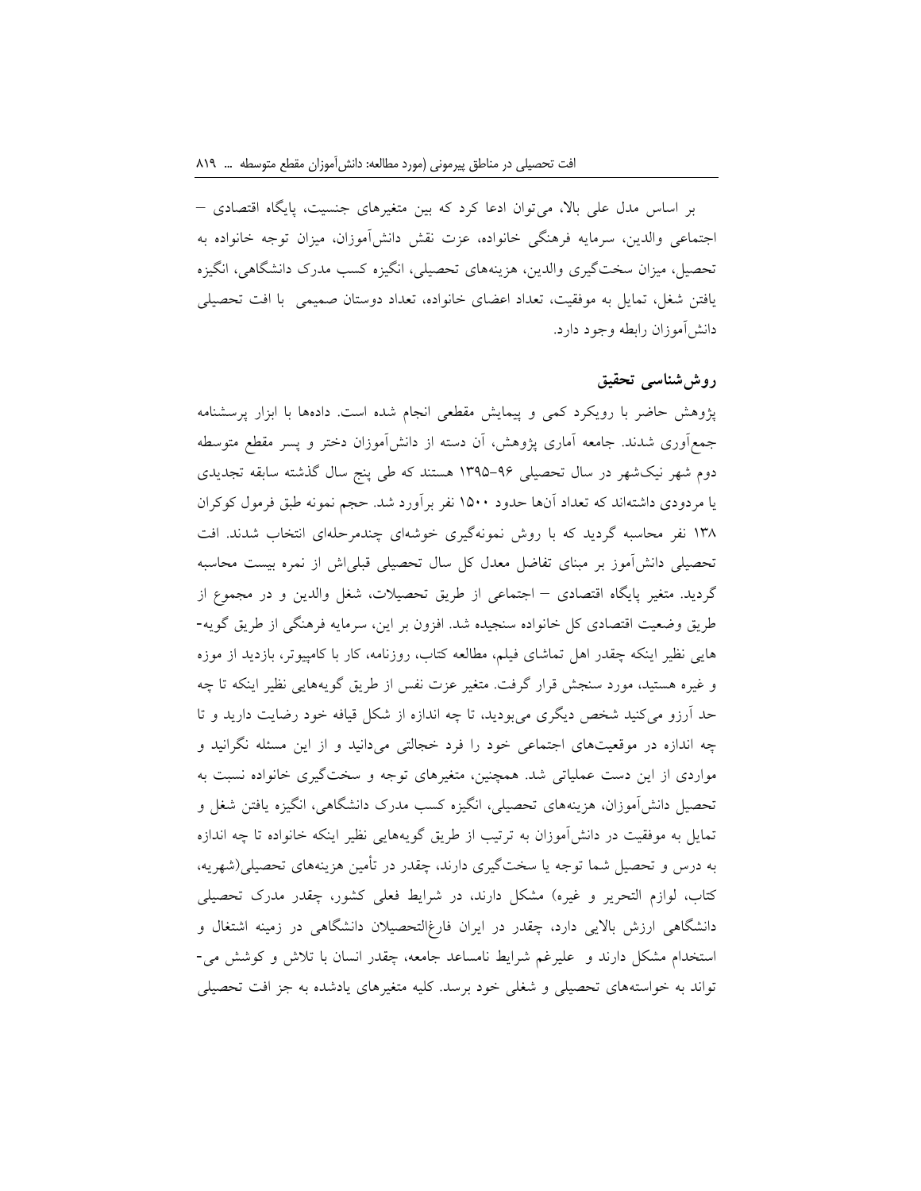بر اساس مدل علی بالا، می‌توان ادعا کرد که بین متغیرهای جنسیت، پایگاه اقتصادی – اجتماعی والدین، سرمایه فرهنگی خانواده، عزت نقش دانش‌آموزان، میزان توجه خانواده به تحصیل، میزان سخت‌گیری والدین، هزینه‌های تحصیلی، انگیزه کسب مدرک دانشگاهی، انگیزه یافتن شغل، تمایل به موفقیت، تعداد اعضای خانواده، تعداد دوستان صمیمی با افت تحصیلی دانش‌آموزان رابطه وجود دارد.

## روش‌شناسی تحقیق

پژوهش حاضر با رویکرد کمی و پیمایش مقطعی انجام شده است. داده‌ها با ابزار پرسشنامه جمع‌آوری شدند. جامعه آماری پژوهش، آن دسته از دانش‌آموزان دختر و پسر مقطع متوسطه دوم شهر نیک‌شهر در سال تحصیلی ۹۶-۱۳۹۵ هستند که طی پنج سال گذشته سابقه تجدیدی یا مردودی داشته‌اند که تعداد آن‌ها حدود ۱۵۰۰ نفر برآورد شد. حجم نمونه طبق فرمول کوکران ۱۳۸ نفر محاسبه گردید که با روش نمونه‌گیری خوشه‌ای چندمرحله‌ای انتخاب شدند. افت تحصیلی دانش‌آموز بر مبنای تفاضل معدل کل سال تحصیلی قبلی‌اش از نمره بیست محاسبه گردید. متغیر پایگاه اقتصادی – اجتماعی از طریق تحصیلات، شغل والدین و در مجموع از طریق وضعیت اقتصادی کل خانواده سنجیده شد. افزون بر این، سرمایه فرهنگی از طریق گویه‌هایی نظیر اینکه چقدر اهل تماشای فیلم، مطالعه کتاب، روزنامه، کار با کامپیوتر، بازدید از موزه و غیره هستید، مورد سنجش قرار گرفت. متغیر عزت نفس از طریق گویه‌هایی نظیر اینکه تا چه حد آرزو می‌کنید شخص دیگری می‌بودید، تا چه اندازه از شکل قیافه خود رضایت دارید و تا چه اندازه در موقعیت‌های اجتماعی خود را فرد خجالتی می‌دانید و از این مسئله نگرانید و مواردی از این دست عملیاتی شد. همچنین، متغیرهای توجه و سخت‌گیری خانواده نسبت به تحصیل دانش‌آموزان، هزینه‌های تحصیلی، انگیزه کسب مدرک دانشگاهی، انگیزه یافتن شغل و تمایل به موفقیت در دانش‌آموزان به ترتیب از طریق گویه‌هایی نظیر اینکه خانواده تا چه اندازه به درس و تحصیل شما توجه یا سخت‌گیری دارند، چقدر در تأمین هزینه‌های تحصیلی(شهریه، کتاب، لوازم التحریر و غیره) مشکل دارند، در شرایط فعلی کشور، چقدر مدرک تحصیلی دانشگاهی ارزش بالایی دارد، چقدر در ایران فارغ‌التحصیلان دانشگاهی در زمینه اشتغال و استخدام مشکل دارند و علیرغم شرایط نامساعد جامعه، چقدر انسان با تلاش و کوشش می‌تواند به خواسته‌های تحصیلی و شغلی خود برسد. کلیه متغیرهای یادشده به جز افت تحصیلی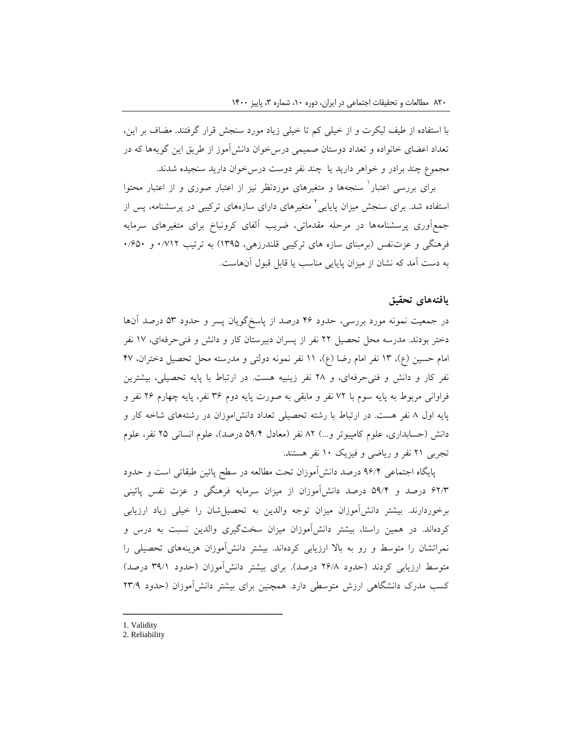با استفاده از طیف لیکرت و از خیلی کم تا خیلی زیاد مورد سنجش قرار گرفتند. مضاف بر این، تعداد اعضای خانواده و تعداد دوستان صمیمی درس‌خوان دانش‌آموز از طریق این گویه‌ها که در مجموع چند برادر و خواهر دارید یا چند نفر دوست درس‌خوان دارید سنجیده شدند.

برای بررسی اعتبار[1] سنجه‌ها و متغیرهای موردنظر نیز از اعتبار صوری و از اعتبار محتوا استفاده شد. برای سنجش میزان پایایی[2] متغیرهای دارای سازه‌های ترکیبی در پرسشنامه، پس از جمع‌آوری پرسشنامه‌ها در مرحله مقدماتی، ضریب آلفای کرونباخ برای متغیرهای سرمایه فرهنگی و عزت‌نفس (برمبنای سازه های ترکیبی قلندرزهی، ۱۳۹۵) به ترتیب ۰/۷۱۲ و ۰/۶۵۰ به دست آمد که نشان از میزان پایایی مناسب یا قابل قبول آن‌هاست.

## یافته‌های تحقیق

در جمعیت نمونه مورد بررسی، حدود ۴۶ درصد از پاسخ‌گویان پسر و حدود ۵۳ درصد آن‌ها دختر بودند. مدرسه محل تحصیل ۲۲ نفر از پسران دبیرستان کار و دانش و فنی‌حرفه‌ای، ۱۷ نفر امام حسین (ع)، ۱۳ نفر امام رضا (ع)، ۱۱ نفر نمونه دولتی و مدرسته محل تحصیل دختران، ۴۷ نفر کار و دانش و فنی‌حرفه‌ای، و ۲۸ نفر زینبیه هست. در ارتباط با پایه تحصیلی، بیشترین فراوانی مربوط به پایه سوم با ۷۲ نفر و مابقی به صورت پایه دوم ۳۶ نفر، پایه چهارم ۲۶ نفر و پایه اول ۸ نفر هست. در ارتباط با رشته تحصیلی تعداد دانش‌اموزان در رشته‌های شاخه کار و دانش (حسابداری، علوم کامپیوتر و...) ۸۲ نفر (معادل ۵۹/۴ درصد)، علوم انسانی ۲۵ نفر، علوم تجربی ۲۱ نفر و ریاضی و فیزیک ۱۰ نفر هستند.

پایگاه اجتماعی ۹۶/۴ درصد دانش‌آموزان تحت مطالعه در سطح پائین طبقاتی است و حدود ۶۲/۳ درصد و ۵۹/۴ درصد دانش‌آموزان از میزان سرمایه فرهنگی و عزت نفس پائینی برخوردارند. بیشتر دانش‌آموزان میزان توجه والدین به تحصیل‌شان را خیلی زیاد ارزیابی کرده‌اند. در همین راستا، بیشتر دانش‌آموزان میزان سخت‌گیری والدین نسبت به درس و نمراتشان را متوسط و رو به بالا ارزیابی کرده‌اند. بیشتر دانش‌آموزان هزینه‌های تحصیلی را متوسط ارزیابی کردند (حدود ۲۶/۸ درصد). برای بیشتر دانش‌آموزان (حدود ۳۹/۱ درصد) کسب مدرک دانشگاهی ارزش متوسطی دارد. همچنین برای بیشتر دانش‌آموزان (حدود ۲۳/۹

---

1. Validity
2. Reliability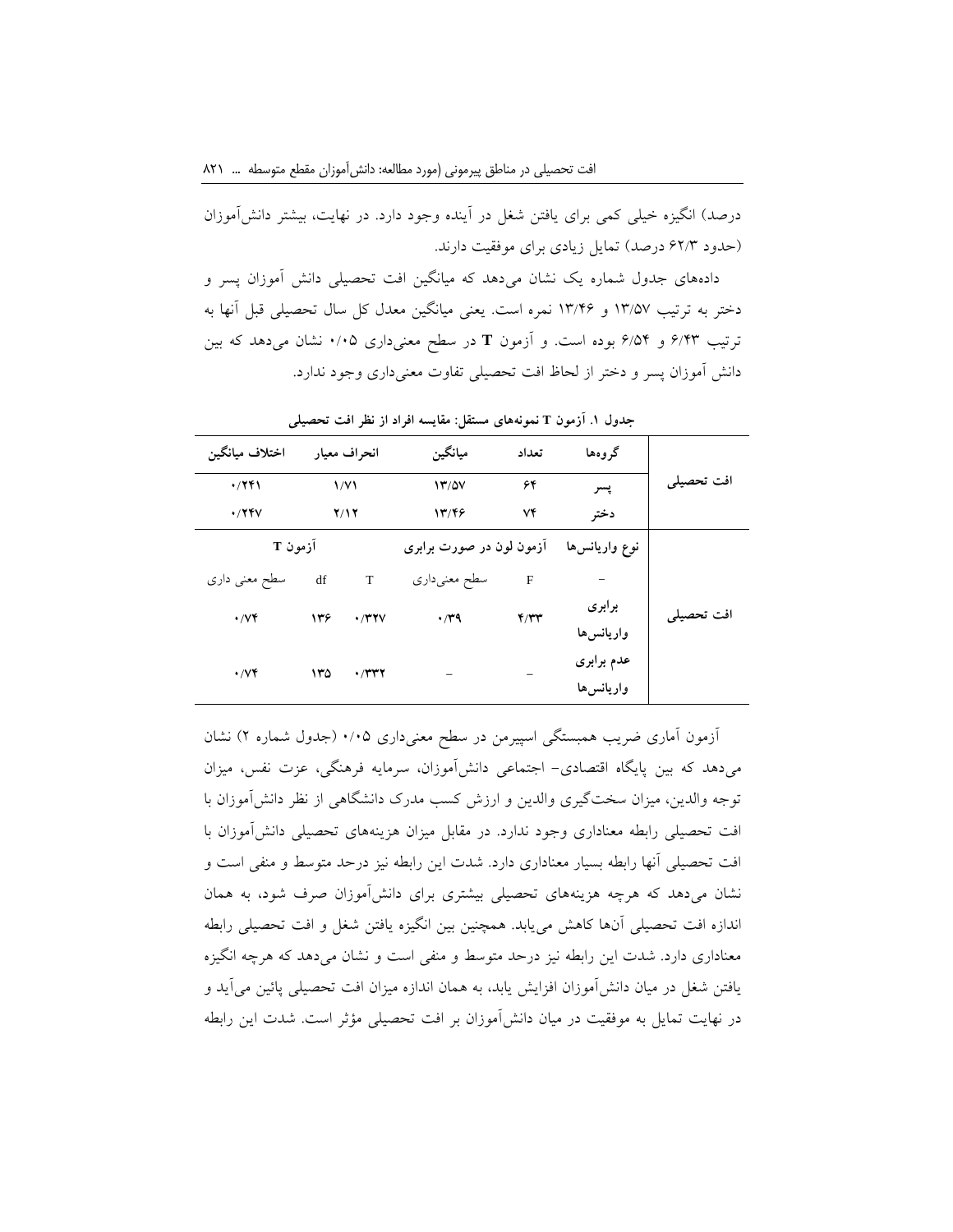درصد) انگیزه خیلی کمی برای یافتن شغل در آینده وجود دارد. در نهایت، بیشتر دانش‌آموزان (حدود ۶۲/۳ درصد) تمایل زیادی برای موفقیت دارند.

داده‌های جدول شماره یک نشان می‌دهد که میانگین افت تحصیلی دانش آموزان پسر و دختر به ترتیب ۱۳/۵۷ و ۱۳/۴۶ نمره است. یعنی میانگین معدل کل سال تحصیلی قبل آنها به ترتیب ۶/۴۳ و ۶/۵۴ بوده است. و آزمون **T** در سطح معنی‌داری ۰/۰۵ نشان می‌دهد که بین دانش آموزان پسر و دختر از لحاظ افت تحصیلی تفاوت معنی‌داری وجود ندارد.

**جدول ۱. آزمون T نمونه‌های مستقل: مقایسه افراد از نظر افت تحصیلی**

| | گروه‌ها | تعداد | میانگین | انحراف معیار | | اختلاف میانگین |
|---|---|---|---|---|---|---|
| افت تحصیلی | پسر | ۶۴ | ۱۳/۵۷ | ۱/۷۱ | | ۰/۲۴۱ |
| | دختر | ۷۴ | ۱۳/۴۶ | ۲/۱۲ | | ۰/۲۴۷ |
| | نوع واریانس‌ها | آزمون لون در صورت برابری | | آزمون T | | |
| | – | F | سطح معنی‌داری | T | df | سطح معنی داری |
| افت تحصیلی | برابری واریانس‌ها | ۴/۳۳ | ۰/۳۹ | ۰/۳۲۷ | ۱۳۶ | ۰/۷۴ |
| | عدم برابری واریانس‌ها | – | – | ۰/۳۳۲ | ۱۳۵ | ۰/۷۴ |

آزمون آماری ضریب همبستگی اسپیرمن در سطح معنی‌داری ۰/۰۵ (جدول شماره ۲) نشان می‌دهد که بین پایگاه اقتصادی- اجتماعی دانش‌آموزان، سرمایه فرهنگی، عزت نفس، میزان توجه والدین، میزان سخت‌گیری والدین و ارزش کسب مدرک دانشگاهی از نظر دانش‌آموزان با افت تحصیلی رابطه معناداری وجود ندارد. در مقابل میزان هزینه‌های تحصیلی دانش‌آموزان با افت تحصیلی آنها رابطه بسیار معناداری دارد. شدت این رابطه نیز درحد متوسط و منفی است و نشان می‌دهد که هرچه هزینه‌های تحصیلی بیشتری برای دانش‌آموزان صرف شود، به همان اندازه افت تحصیلی آنها کاهش می‌یابد. همچنین بین انگیزه یافتن شغل و افت تحصیلی رابطه معناداری دارد. شدت این رابطه نیز درحد متوسط و منفی است و نشان می‌دهد که هرچه انگیزه یافتن شغل در میان دانش‌آموزان افزایش یابد، به همان اندازه میزان افت تحصیلی پائین می‌آید و در نهایت تمایل به موفقیت در میان دانش‌آموزان بر افت تحصیلی مؤثر است. شدت این رابطه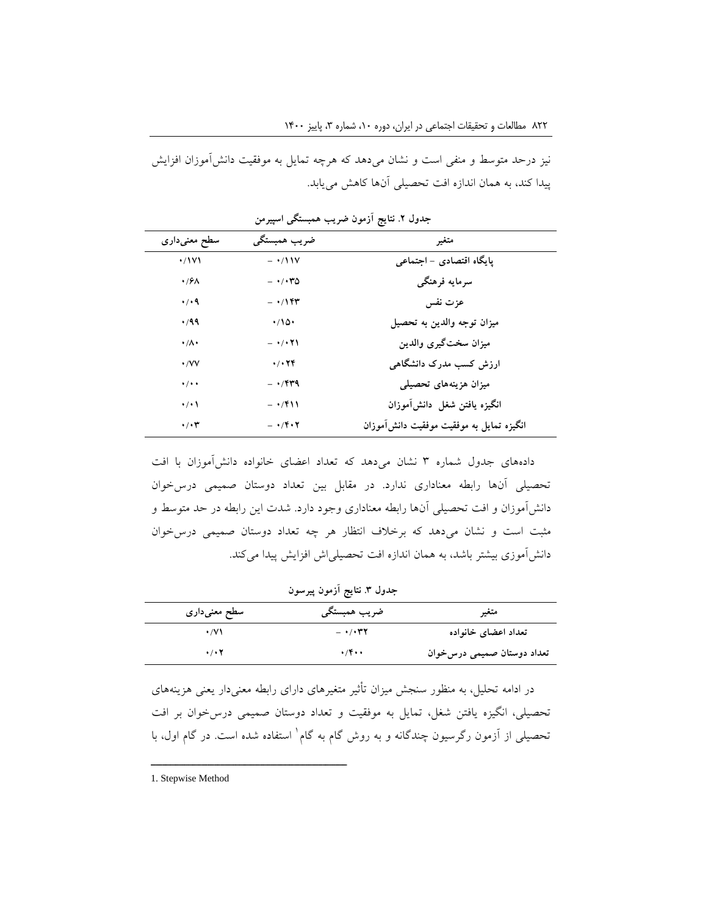نیز درحد متوسط و منفی است و نشان می‌دهد که هرچه تمایل به موفقیت دانش‌آموزان افزایش پیدا کند، به همان اندازه افت تحصیلی آن‌ها کاهش می‌یابد.

**جدول ۲. نتایج آزمون ضریب همبستگی اسپیرمن**

| متغیر | ضریب همبستگی | سطح معنی‌داری |
|---|---|---|
| **پایگاه اقتصادی - اجتماعی** | - ۰/۱۱۷ | ۰/۱۷۱ |
| **سرمایه فرهنگی** | - ۰/۰۳۵ | ۰/۶۸ |
| **عزت نفس** | - ۰/۱۴۳ | ۰/۰۹ |
| **میزان توجه والدین به تحصیل** | ۰/۱۵۰ | ۰/۹۹ |
| **میزان سخت‌گیری والدین** | - ۰/۰۲۱ | ۰/۸۰ |
| **ارزش کسب مدرک دانشگاهی** | ۰/۰۲۴ | ۰/۷۷ |
| **میزان هزینه‌های تحصیلی** | - ۰/۴۳۹ | ۰/۰۰ |
| **انگیزه یافتن شغل دانش‌آموزان** | - ۰/۴۱۱ | ۰/۰۱ |
| **انگیزه تمایل به موفقیت موفقیت دانش‌آموزان** | - ۰/۴۰۲ | ۰/۰۳ |

داده‌های جدول شماره ۳ نشان می‌دهد که تعداد اعضای خانواده دانش‌آموزان با افت تحصیلی آن‌ها رابطه معناداری ندارد. در مقابل بین تعداد دوستان صمیمی درس‌خوان دانش‌آموزان و افت تحصیلی آن‌ها رابطه معناداری وجود دارد. شدت این رابطه در حد متوسط و مثبت است و نشان می‌دهد که برخلاف انتظار هر چه تعداد دوستان صمیمی درس‌خوان دانش‌آموزی بیشتر باشد، به همان اندازه افت تحصیلی‌اش افزایش پیدا می‌کند.

**جدول ۳. نتایج آزمون پیرسون**

| متغیر | ضریب همبستگی | سطح معنی‌داری |
|---|---|---|
| **تعداد اعضای خانواده** | - ۰/۰۳۲ | ۰/۷۱ |
| **تعداد دوستان صمیمی درس‌خوان** | ۰/۴۰۰ | ۰/۰۲ |

در ادامه تحلیل، به منظور سنجش میزان تأثیر متغیرهای دارای رابطه معنی‌دار یعنی هزینه‌های تحصیلی، انگیزه یافتن شغل، تمایل به موفقیت و تعداد دوستان صمیمی درس‌خوان بر افت تحصیلی از آزمون رگرسیون چندگانه و به روش گام به گام[1] استفاده شده است. در گام اول، با

1. Stepwise Method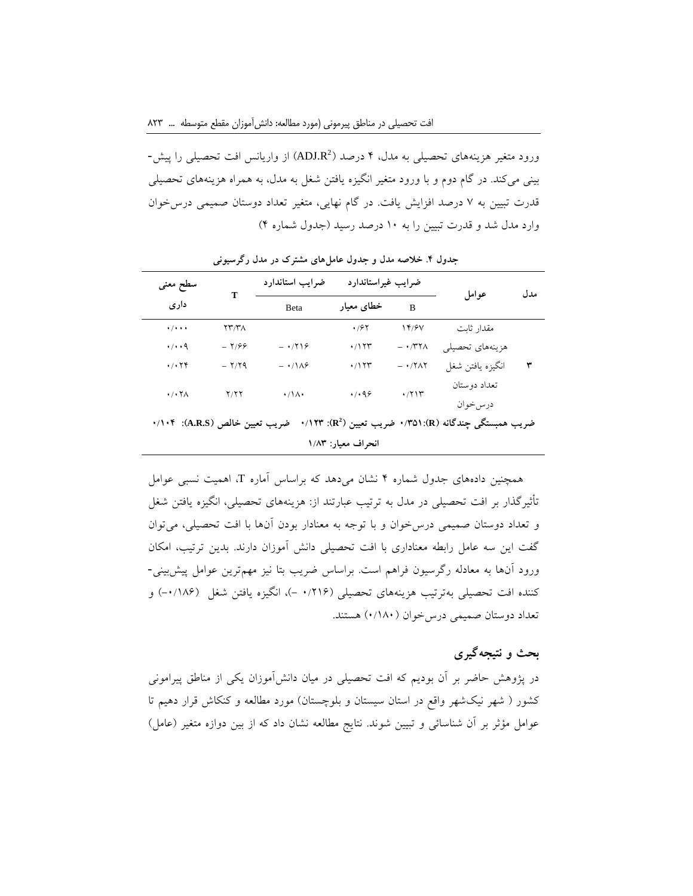ورود متغیر هزینه‌های تحصیلی به مدل، ۴ درصد ($ADJ.R^2$) از واریانس افت تحصیلی را پیش‌بینی می‌کند. در گام دوم و با ورود متغیر انگیزه یافتن شغل به مدل، به همراه هزینه‌های تحصیلی قدرت تبیین به ۷ درصد افزایش یافت. در گام نهایی، متغیر تعداد دوستان صمیمی درس‌خوان وارد مدل شد و قدرت تبیین را به ۱۰ درصد رسید (جدول شماره ۴)

**جدول ۴. خلاصه مدل و جدول عامل‌های مشترک در مدل رگرسیونی**

| مدل | عوامل | ضرایب غیراستاندارد | | ضرایب استاندارد | T | سطح معنی داری |
|---|---|---|---|---|---|---|
| | | B | خطای معیار | Beta | | |
| ۳ | مقدار ثابت | ۱۴/۶۷ | ۰/۶۲ | | ۲۳/۳۸ | ۰/۰۰۰ |
| | هزینه‌های تحصیلی | – ۰/۳۲۸ | ۰/۱۲۳ | – ۰/۲۱۶ | – ۲/۶۶ | ۰/۰۰۹ |
| | انگیزه یافتن شغل | – ۰/۲۸۲ | ۰/۱۲۳ | – ۰/۱۸۶ | – ۲/۲۹ | ۰/۰۲۴ |
| | تعداد دوستان درس‌خوان | ۰/۲۱۳ | ۰/۰۹۶ | ۰/۱۸۰ | ۲/۲۲ | ۰/۰۲۸ |

**ضریب همبستگی چندگانه (R):۰/۳۵۱ ضریب تعیین ($R^2$): ۰/۱۲۳ ضریب تعیین خالص (A.R.S): ۰/۱۰۴**

**انحراف معیار: ۱/۸۳**

همچنین داده‌های جدول شماره ۴ نشان می‌دهد که براساس آماره T، اهمیت نسبی عوامل تأثیرگذار بر افت تحصیلی در مدل به ترتیب عبارتند از: هزینه‌های تحصیلی، انگیزه یافتن شغل و تعداد دوستان صمیمی درس‌خوان و با توجه به معنادار بودن آن‌ها با افت تحصیلی، می‌توان گفت این سه عامل رابطه معناداری با افت تحصیلی دانش آموزان دارند. بدین ترتیب، امکان ورود آن‌ها به معادله رگرسیون فراهم است. براساس ضریب بتا نیز مهم‌ترین عوامل پیش‌بینی‌کننده افت تحصیلی به‌ترتیب هزینه‌های تحصیلی (۰/۲۱۶ –)، انگیزه یافتن شغل (۰/۱۸۶–) و تعداد دوستان صمیمی درس‌خوان (۰/۱۸۰) هستند.

## بحث و نتیجه‌گیری

در پژوهش حاضر بر آن بودیم که افت تحصیلی در میان دانش‌آموزان یکی از مناطق پیرامونی کشور ( شهر نیک‌شهر واقع در استان سیستان و بلوچستان) مورد مطالعه و کنکاش قرار دهیم تا عوامل مؤثر بر آن شناسائی و تبیین شوند. نتایج مطالعه نشان داد که از بین دوازده متغیر (عامل)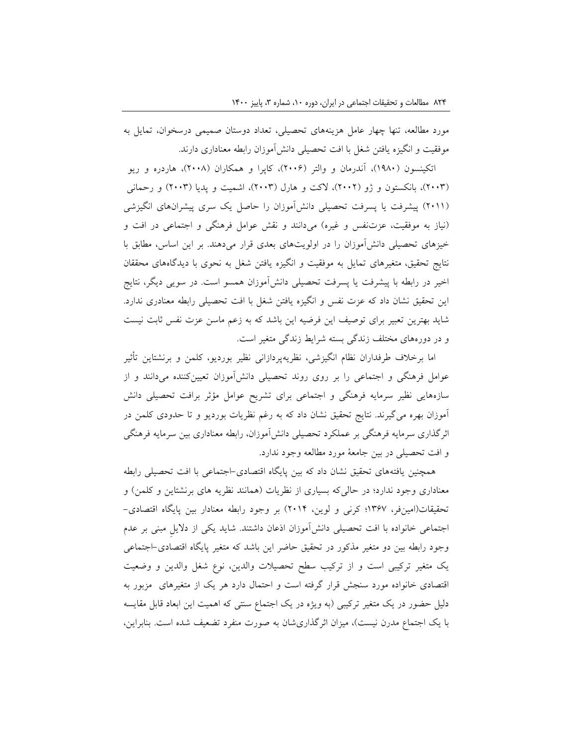مورد مطالعه، تنها چهار عامل هزینه‌های تحصیلی، تعداد دوستان صمیمی درسخوان، تمایل به موفقیت و انگیزه یافتن شغل با افت تحصیلی دانش‌آموزان رابطه معناداری دارند.

اتکینسون (۱۹۸۰)، آندرمان و والتر (۲۰۰۶)، کاپرا و همکاران (۲۰۰۸)، هاردره و ریو (۲۰۰۳)، بانکستون و ژو (۲۰۰۲)، لاکت و هارل (۲۰۰۳)، اشمیت و پدیا (۲۰۰۳) و رحمانی (۲۰۱۱) پیشرفت یا پسرفت تحصیلی دانش‌آموزان را حاصل یک سری پیشران‌های انگیزشی (نیاز به موفقیت، عزت‌نفس و غیره) می‌دانند و نقش عوامل فرهنگی و اجتماعی در افت و خیزهای تحصیلی دانش‌آموزان را در اولویت‌های بعدی قرار می‌دهند. بر این اساس، مطابق با نتایج تحقیق، متغیرهای تمایل به موفقیت و انگیزه یافتن شغل به نحوی با دیدگاه‌های محققان اخیر در رابطه با پیشرفت یا پسرفت تحصیلی دانش‌آموزان همسو است. در سویی دیگر، نتایج این تحقیق نشان داد که عزت نفس و انگیزه یافتن شغل با افت تحصیلی رابطه معنادری ندارد. شاید بهترین تعبیر برای توصیف این فرضیه این باشد که به زعم ماسن عزت نفس ثابت نیست و در دوره‌های مختلف زندگی بسته شرایط زندگی متغیر است.

اما برخلاف طرفداران نظام انگیزشی، نظریه‌پردازانی نظیر بوردیو، کلمن و برنشتاین تأثیر عوامل فرهنگی و اجتماعی را بر روی روند تحصیلی دانش‌آموزان تعیین‌کننده می‌دانند و از سازه‌هایی نظیر سرمایه فرهنگی و اجتماعی برای تشریح عوامل مؤثر برافت تحصیلی دانش آموزان بهره می‌گیرند. نتایج تحقیق نشان داد که به رغم نظریات بوردیو و تا حدودی کلمن در اثرگذاری سرمایه فرهنگی بر عملکرد تحصیلی دانش‌آموزان، رابطه معناداری بین سرمایه فرهنگی و افت تحصیلی در بین جامعهٔ مورد مطالعه وجود ندارد.

همچنین یافته‌های تحقیق نشان داد که بین پایگاه اقتصادی-اجتماعی با افت تحصیلی رابطه معناداری وجود ندارد؛ در حالی‌که بسیاری از نظریات (همانند نظریه های برنشتاین و کلمن) و تحقیقات(امین‌فر، ۱۳۶۷؛ کرنی و لوین، ۲۰۱۴) بر وجود رابطه معنادار بین پایگاه اقتصادی-اجتماعی خانواده با افت تحصیلی دانش‌آموزان اذعان داشتند. شاید یکی از دلایلِ مبنی بر عدم وجود رابطه بین دو متغیر مذکور در تحقیق حاضر این باشد که متغیر پایگاه اقتصادی-اجتماعی یک متغیر ترکیبی است و از ترکیب سطح تحصیلات والدین، نوع شغل والدین و وضعیت اقتصادی خانواده مورد سنجش قرار گرفته است و احتمال دارد هر یک از متغیرهای مزبور به دلیل حضور در یک متغیر ترکیبی (به ویژه در یک اجتماع سنتی که اهمیت این ابعاد قابل مقایسه با یک اجتماع مدرن نیست)، میزان اثرگذاری‌شان به صورت منفرد تضعیف شده است. بنابراین،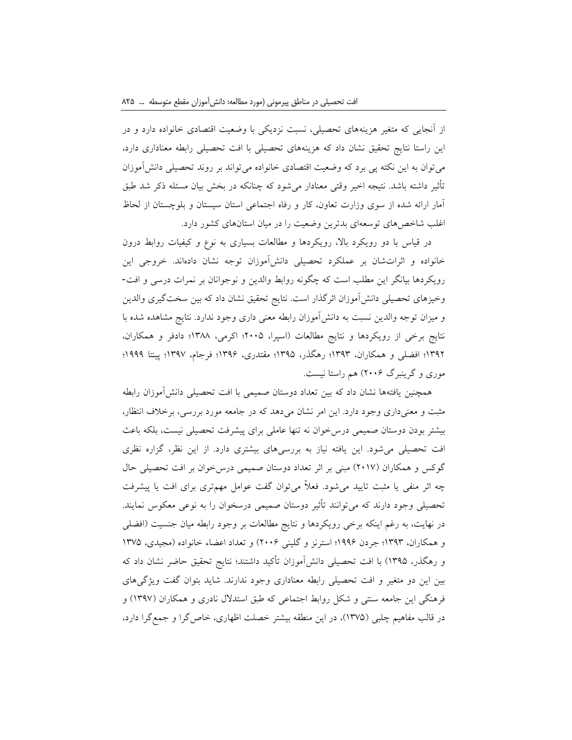از آنجایی که متغیر هزینه‌های تحصیلی، نسبت نزدیکی با وضعیت اقتصادی خانواده دارد و در این راستا نتایج تحقیق نشان داد که هزینه‌های تحصیلی با افت تحصیلی رابطه معناداری دارد، می‌توان به این نکته پی برد که وضعیت اقتصادی خانواده می‌تواند بر روند تحصیلی دانش‌آموزان تأثیر داشته باشد. نتیجه اخیر وقتی معنادار می‌شود که چنانکه در بخش بیان مسئله ذکر شد طبق آمار ارائه شده از سوی وزارت تعاون، کار و رفاه اجتماعی استان سیستان و بلوچستان از لحاظ اغلب شاخص‌های توسعه‌ای بدترین وضعیت را در میان استان‌های کشور دارد.

در قیاس با دو رویکرد بالا، رویکردها و مطالعات بسیاری به نوع و کیفیات روابط درون خانواده و اثرات‌شان بر عملکرد تحصیلی دانش‌آموزان توجه نشان داده‌اند. خروجی این رویکردها بیانگر این مطلب است که چگونه روابط والدین و نوجوانان بر نمرات درسی و افت-وخیزهای تحصیلی دانش‌آموزان اثرگذار است. نتایج تحقیق نشان داد که بین سخت‌گیری والدین و میزان توجه والدین نسبت به دانش‌آموزان رابطه معنی داری وجود ندارد. نتایج مشاهده شده با نتایج برخی از رویکردها و نتایج مطالعات (اسپرا، ۲۰۰۵؛ اکرمی، ۱۳۸۸؛ دادفر و همکاران، ۱۳۹۲؛ افضلی و همکاران، ۱۳۹۳؛ رهگذر، ۱۳۹۵؛ مقتدری، ۱۳۹۶؛ فرجام، ۱۳۹۷؛ پینتا ۱۹۹۹؛ موری و گرینبرگ ۲۰۰۶) هم راستا نیست.

همچنین یافته‌ها نشان داد که بین تعداد دوستان صمیمی با افت تحصیلی دانش‌آموزان رابطه مثبت و معنی‌داری وجود دارد. این امر نشان می‌دهد که در جامعه مورد بررسی، برخلاف انتظار، بیشتر بودن دوستان صمیمی درس‌خوان نه تنها عاملی برای پیشرفت تحصیلی نیست، بلکه باعث افت تحصیلی می‌شود. این یافته نیاز به بررسی‌های بیشتری دارد. از این نظر، گزاره نظری گوکس و همکاران (۲۰۱۷) مبنی بر اثر تعداد دوستان صمیمی درس‌خوان بر افت تحصیلی حال چه اثر منفی یا مثبت تایید می‌شود. فعلاً می‌توان گفت عوامل مهم‌تری برای افت یا پیشرفت تحصیلی وجود دارند که می‌توانند تأثیر دوستان صمیمی درسخوان را به نوعی معکوس نمایند. در نهایت، به رغم اینکه برخی رویکردها و نتایج مطالعات بر وجود رابطه میان جنسیت (افضلی و همکاران، ۱۳۹۳؛ جردن ۱۹۹۶؛ استرنز و گلینی ۲۰۰۶) و تعداد اعضاء خانواده (مجیدی، ۱۳۷۵ و رهگذر، ۱۳۹۵) با افت تحصیلی دانش‌آموزان تأکید داشتند؛ نتایج تحقیق حاضر نشان داد که بین این دو متغیر و افت تحصیلی رابطه معناداری وجود ندارند. شاید بتوان گفت ویژگی‌های فرهنگی این جامعه سنتی و شکل روابط اجتماعی که طبق استدلال نادری و همکاران (۱۳۹۷) و در قالب مفاهیم چلبی (۱۳۷۵)، در این منطقه بیشتر خصلت اظهاری، خاص‌گرا و جمع‌گرا دارد،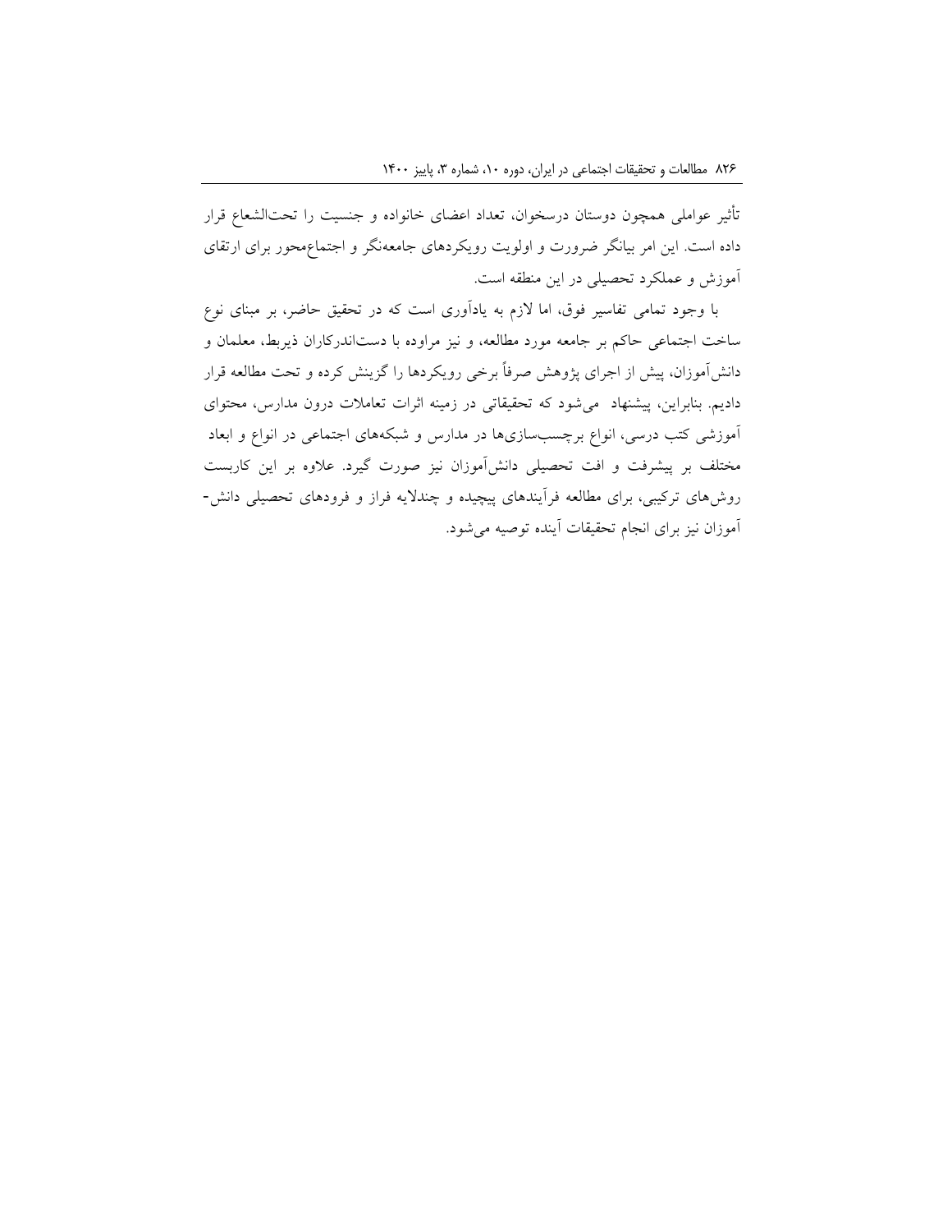تأثیر عواملی همچون دوستان درسخوان، تعداد اعضای خانواده و جنسیت را تحت‌الشعاع قرار داده است. این امر بیانگر ضرورت و اولویت رویکردهای جامعه‌نگر و اجتماع‌محور برای ارتقای آموزش و عملکرد تحصیلی در این منطقه است.

با وجود تمامی تفاسیر فوق، اما لازم به یادآوری است که در تحقیق حاضر، بر مبنای نوع ساخت اجتماعی حاکم بر جامعه مورد مطالعه، و نیز مراوده با دست‌اندرکاران ذیربط، معلمان و دانش‌آموزان، پیش از اجرای پژوهش صرفاً برخی رویکردها را گزینش کرده و تحت مطالعه قرار دادیم. بنابراین، پیشنهاد می‌شود که تحقیقاتی در زمینه اثرات تعاملات درون مدارس، محتوای آموزشی کتب درسی، انواع برچسب‌سازی‌ها در مدارس و شبکه‌های اجتماعی در انواع و ابعاد مختلف بر پیشرفت و افت تحصیلی دانش‌آموزان نیز صورت گیرد. علاوه بر این کاربست روش‌های ترکیبی، برای مطالعه فرآیندهای پیچیده و چندلایه فراز و فرودهای تحصیلی دانش-آموزان نیز برای انجام تحقیقات آینده توصیه می‌شود.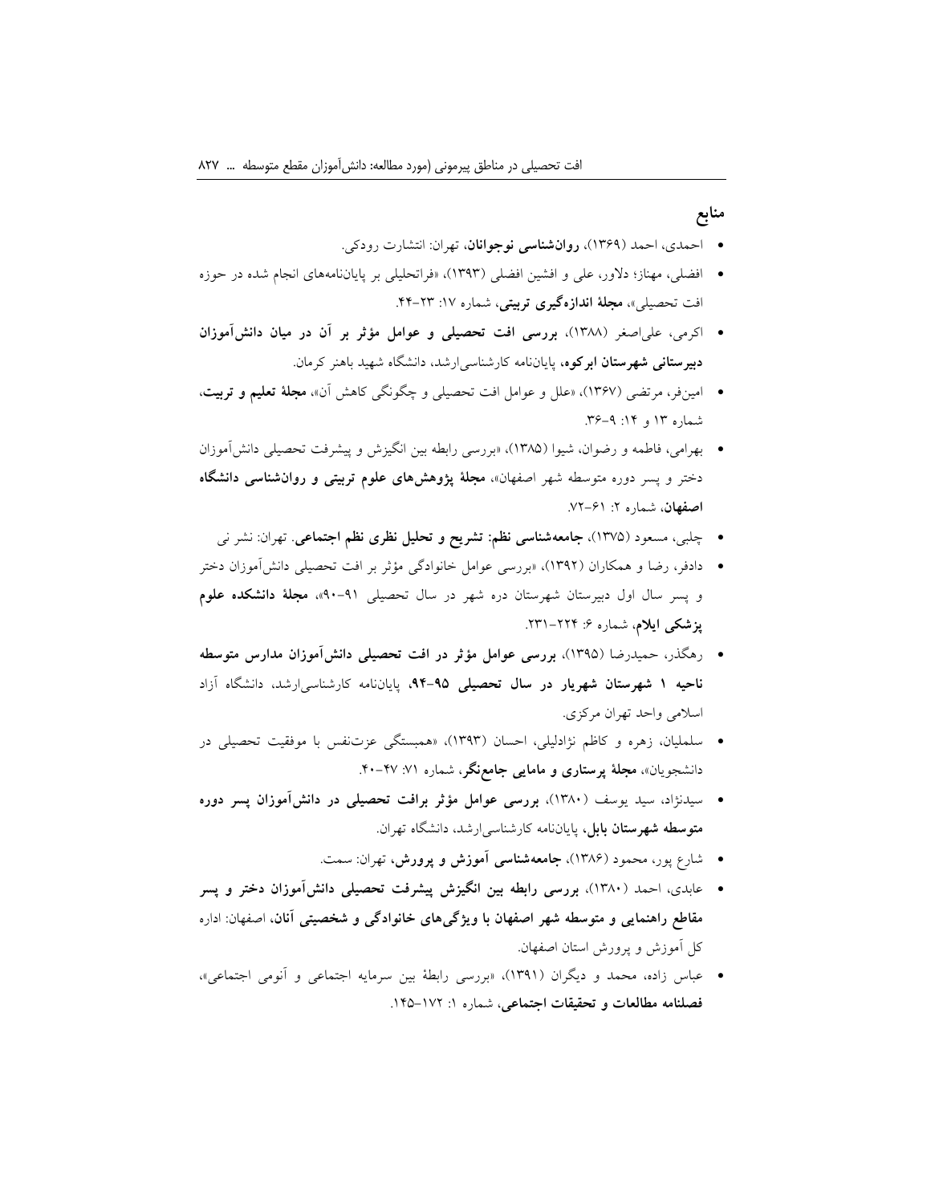## منابع

- احمدی، احمد (۱۳۶۹)، **روان‌شناسی نوجوانان**، تهران: انتشارت رودکی.
- افضلی، مهناز؛ دلاور، علی و افشین افضلی (۱۳۹۳)، «فراتحلیلی بر پایان‌نامه‌های انجام شده در حوزه افت تحصیلی»، **مجلهٔ اندازه‌گیری تربیتی**، شماره ۱۷: ۲۳-۴۴.
- اکرمی، علی‌اصغر (۱۳۸۸)، **بررسی افت تحصیلی و عوامل مؤثر بر آن در میان دانش‌آموزان دبیرستانی شهرستان ابرکوه**، پایان‌نامه کارشناسی‌ارشد، دانشگاه شهید باهنر کرمان.
- امین‌فر، مرتضی (۱۳۶۷)، «علل و عوامل افت تحصیلی و چگونگی کاهش آن»، **مجلهٔ تعلیم و تربیت**، شماره ۱۳ و ۱۴: ۹-۳۶.
- بهرامی، فاطمه و رضوان، شیوا (۱۳۸۵)، «بررسی رابطه بین انگیزش و پیشرفت تحصیلی دانش‌آموزان دختر و پسر دوره متوسطه شهر اصفهان»، **مجلهٔ پژوهش‌های علوم تربیتی و روان‌شناسی دانشگاه اصفهان**، شماره ۲: ۶۱-۷۲.
- چلبی، مسعود (۱۳۷۵)، **جامعه‌شناسی نظم: تشریح و تحلیل نظری نظم اجتماعی**. تهران: نشر نی.
- دادفر، رضا و همکاران (۱۳۹۲)، «بررسی عوامل خانوادگی مؤثر بر افت تحصیلی دانش‌آموزان دختر و پسر سال اول دبیرستان شهرستان دره شهر در سال تحصیلی ۹۱-۹۰»، **مجلهٔ دانشکده علوم پزشکی ایلام**، شماره ۶: ۲۲۴-۲۳۱.
- رهگذر، حمیدرضا (۱۳۹۵)، **بررسی عوامل مؤثر در افت تحصیلی دانش‌آموزان مدارس متوسطه ناحیه ۱ شهرستان شهریار در سال تحصیلی ۹۵-۹۴**، پایان‌نامه کارشناسی‌ارشد، دانشگاه آزاد اسلامی واحد تهران مرکزی.
- سلملیان، زهره و کاظم نژادلیلی، احسان (۱۳۹۳)، «همبستگی عزت‌نفس با موفقیت تحصیلی در دانشجویان»، **مجلهٔ پرستاری و مامایی جامع‌نگر**، شماره ۷۱: ۴۷-۴۰.
- سیدنژاد، سید یوسف (۱۳۸۰)، **بررسی عوامل مؤثر برافت تحصیلی در دانش‌آموزان پسر دوره متوسطه شهرستان بابل**، پایان‌نامه کارشناسی‌ارشد، دانشگاه تهران.
- شارع پور، محمود (۱۳۸۶)، **جامعه‌شناسی آموزش و پرورش**، تهران: سمت.
- عابدی، احمد (۱۳۸۰)، **بررسی رابطه بین انگیزش پیشرفت تحصیلی دانش‌آموزان دختر و پسر مقاطع راهنمایی و متوسطه شهر اصفهان با ویژگی‌های خانوادگی و شخصیتی آنان**، اصفهان: اداره کل آموزش و پرورش استان اصفهان.
- عباس زاده، محمد و دیگران (۱۳۹۱)، «بررسی رابطهٔ بین سرمایه اجتماعی و آنومی اجتماعی»، **فصلنامه مطالعات و تحقیقات اجتماعی**، شماره ۱: ۱۷۲-۱۴۵.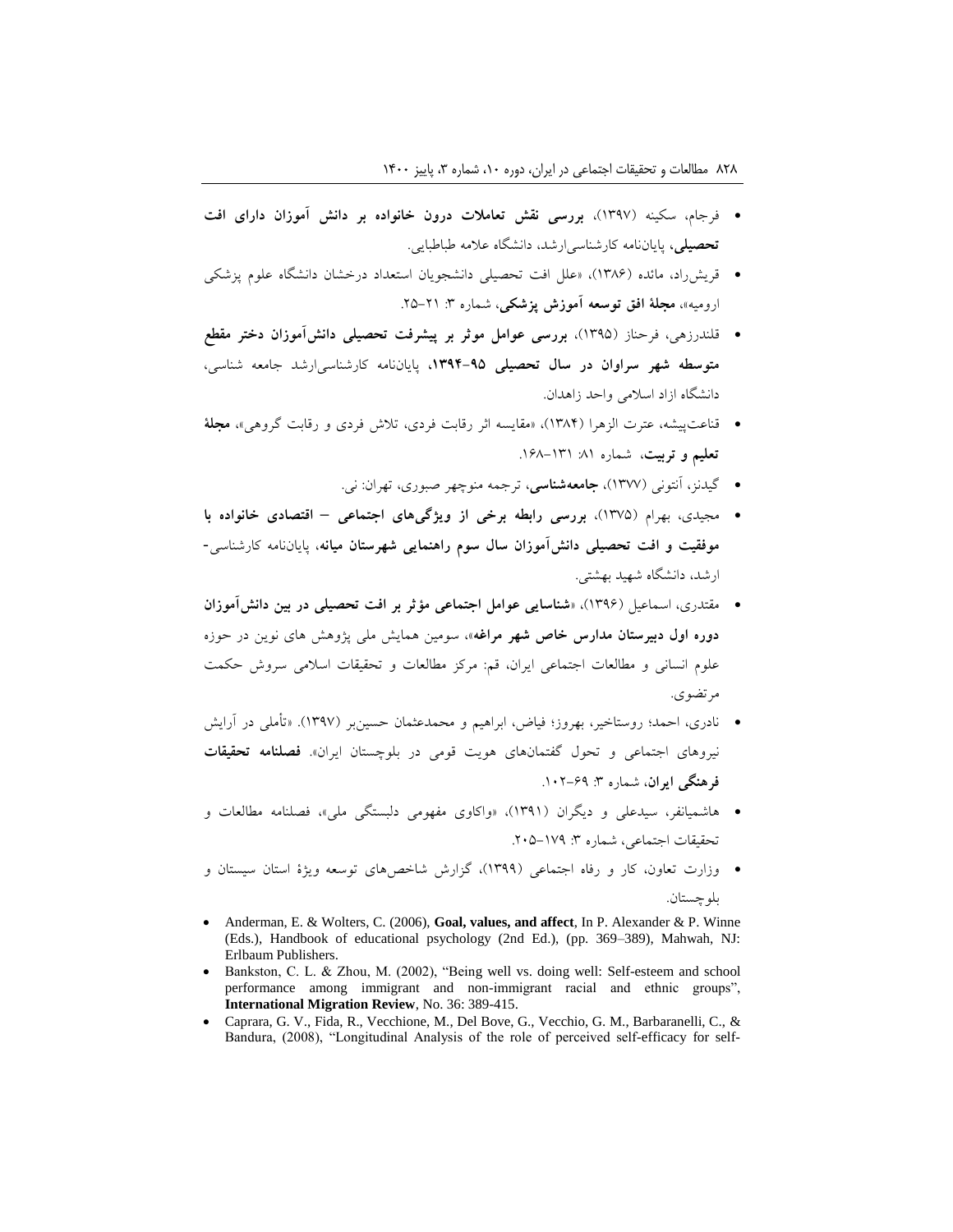- فرجام، سکینه (۱۳۹۷)، **بررسی نقش تعاملات درون خانواده بر دانش آموزان دارای افت تحصیلی**، پایان‌نامه کارشناسی‌ارشد، دانشگاه علامه طباطبایی.
- قریش‌راد، مائده (۱۳۸۶)، «علل افت تحصیلی دانشجویان استعداد درخشان دانشگاه علوم پزشکی ارومیه»، **مجلهٔ افق توسعه آموزش پزشکی**، شماره ۳: ۲۱–۲۵.
- قلندرزهی، فرحناز (۱۳۹۵)، **بررسی عوامل موثر بر پیشرفت تحصیلی دانش‌آموزان دختر مقطع متوسطه شهر سراوان در سال تحصیلی ۹۵-۱۳۹۴**، پایان‌نامه کارشناسی‌ارشد جامعه شناسی، دانشگاه ازاد اسلامی واحد زاهدان.
- قناعت‌پیشه، عترت الزهرا (۱۳۸۴)، «مقایسه اثر رقابت فردی، تلاش فردی و رقابت گروهی»، **مجلهٔ تعلیم و تربیت**، شماره ۸۱: ۱۳۱–۱۶۸.
- گیدنز، آنتونی (۱۳۷۷)، **جامعه‌شناسی**، ترجمه منوچهر صبوری، تهران: نی.
- مجیدی، بهرام (۱۳۷۵)، **بررسی رابطه برخی از ویژگی‌های اجتماعی – اقتصادی خانواده با موفقیت و افت تحصیلی دانش‌آموزان سال سوم راهنمایی شهرستان میانه**، پایان‌نامه کارشناسی-ارشد، دانشگاه شهید بهشتی.
- مقتدری، اسماعیل (۱۳۹۶)، «**شناسایی عوامل اجتماعی مؤثر بر افت تحصیلی در بین دانش‌آموزان دوره اول دبیرستان مدارس خاص شهر مراغه**»، سومین همایش ملی پژوهش های نوین در حوزه علوم انسانی و مطالعات اجتماعی ایران، قم: مرکز مطالعات و تحقیقات اسلامی سروش حکمت مرتضوی.
- نادری، احمد؛ روستاخیر، بهروز؛ فیاض، ابراهیم و محمدعثمان حسین‌بر (۱۳۹۷). «تأملی در آرایش نیروهای اجتماعی و تحول گفتمان‌های هویت قومی در بلوچستان ایران». **فصلنامه تحقیقات فرهنگی ایران**، شماره ۳: ۶۹–۱۰۲.
- هاشمیانفر، سیدعلی و دیگران (۱۳۹۱)، «واکاوی مفهومی دلبستگی ملی»، فصلنامه مطالعات و تحقیقات اجتماعی، شماره ۳: ۱۷۹–۲۰۵.
- وزارت تعاون، کار و رفاه اجتماعی (۱۳۹۹)، گزارش شاخص‌های توسعه ویژهٔ استان سیستان و بلوچستان.

- Anderman, E. & Wolters, C. (2006), **Goal, values, and affect**, In P. Alexander & P. Winne (Eds.), Handbook of educational psychology (2nd Ed.), (pp. 369–389), Mahwah, NJ: Erlbaum Publishers.
- Bankston, C. L. & Zhou, M. (2002), "Being well vs. doing well: Self-esteem and school performance among immigrant and non-immigrant racial and ethnic groups", **International Migration Review**, No. 36: 389-415.
- Caprara, G. V., Fida, R., Vecchione, M., Del Bove, G., Vecchio, G. M., Barbaranelli, C., & Bandura, (2008), "Longitudinal Analysis of the role of perceived self-efficacy for self-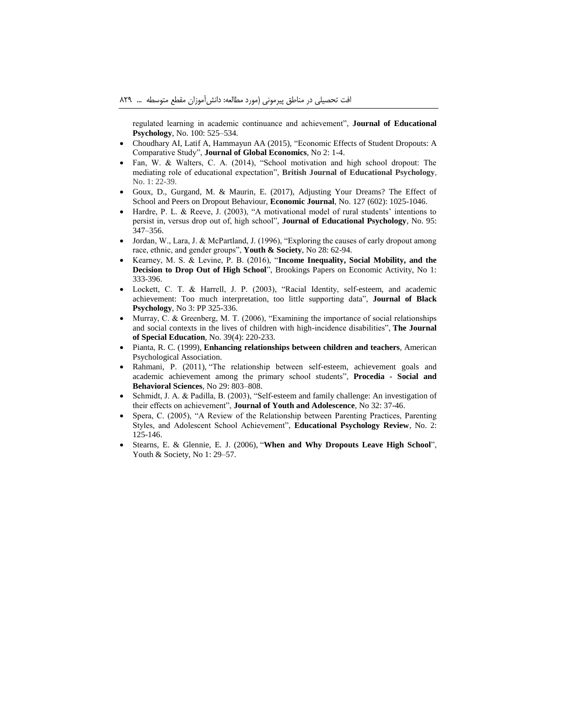regulated learning in academic continuance and achievement", **Journal of Educational Psychology**, No. 100: 525–534.

- Choudhary AI, Latif A, Hammayun AA (2015), "Economic Effects of Student Dropouts: A Comparative Study", **Journal of Global Economics**, No 2: 1-4.
- Fan, W. & Walters, C. A. (2014), "School motivation and high school dropout: The mediating role of educational expectation", **British Journal of Educational Psychology**, No. 1: 22-39.
- Goux, D., Gurgand, M. & Maurin, E. (2017), Adjusting Your Dreams? The Effect of School and Peers on Dropout Behaviour, **Economic Journal**, No. 127 (602): 1025-1046.
- Hardre, P. L. & Reeve, J. (2003), "A motivational model of rural students' intentions to persist in, versus drop out of, high school", **Journal of Educational Psychology**, No. 95: 347–356.
- Jordan, W., Lara, J. & McPartland, J. (1996), "Exploring the causes of early dropout among race, ethnic, and gender groups", **Youth & Society**, No 28: 62-94.
- Kearney, M. S. & Levine, P. B. (2016), "**Income Inequality, Social Mobility, and the Decision to Drop Out of High School**", Brookings Papers on Economic Activity, No 1: 333-396.
- Lockett, C. T. & Harrell, J. P. (2003), "Racial Identity, self-esteem, and academic achievement: Too much interpretation, too little supporting data", **Journal of Black Psychology**, No 3: PP 325-336.
- Murray, C. & Greenberg, M. T. (2006), "Examining the importance of social relationships and social contexts in the lives of children with high-incidence disabilities", **The Journal of Special Education**, No. 39(4): 220-233.
- Pianta, R. C. (1999), **Enhancing relationships between children and teachers**, American Psychological Association.
- Rahmani, P. (2011), "The relationship between self-esteem, achievement goals and academic achievement among the primary school students", **Procedia - Social and Behavioral Sciences**, No 29: 803–808.
- Schmidt, J. A. & Padilla, B. (2003), "Self-esteem and family challenge: An investigation of their effects on achievement", **Journal of Youth and Adolescence**, No 32: 37-46.
- Spera, C. (2005), "A Review of the Relationship between Parenting Practices, Parenting Styles, and Adolescent School Achievement", **Educational Psychology Review**, No. 2: 125-146.
- Stearns, E. & Glennie, E. J. (2006), "**When and Why Dropouts Leave High School**", Youth & Society, No 1: 29–57.